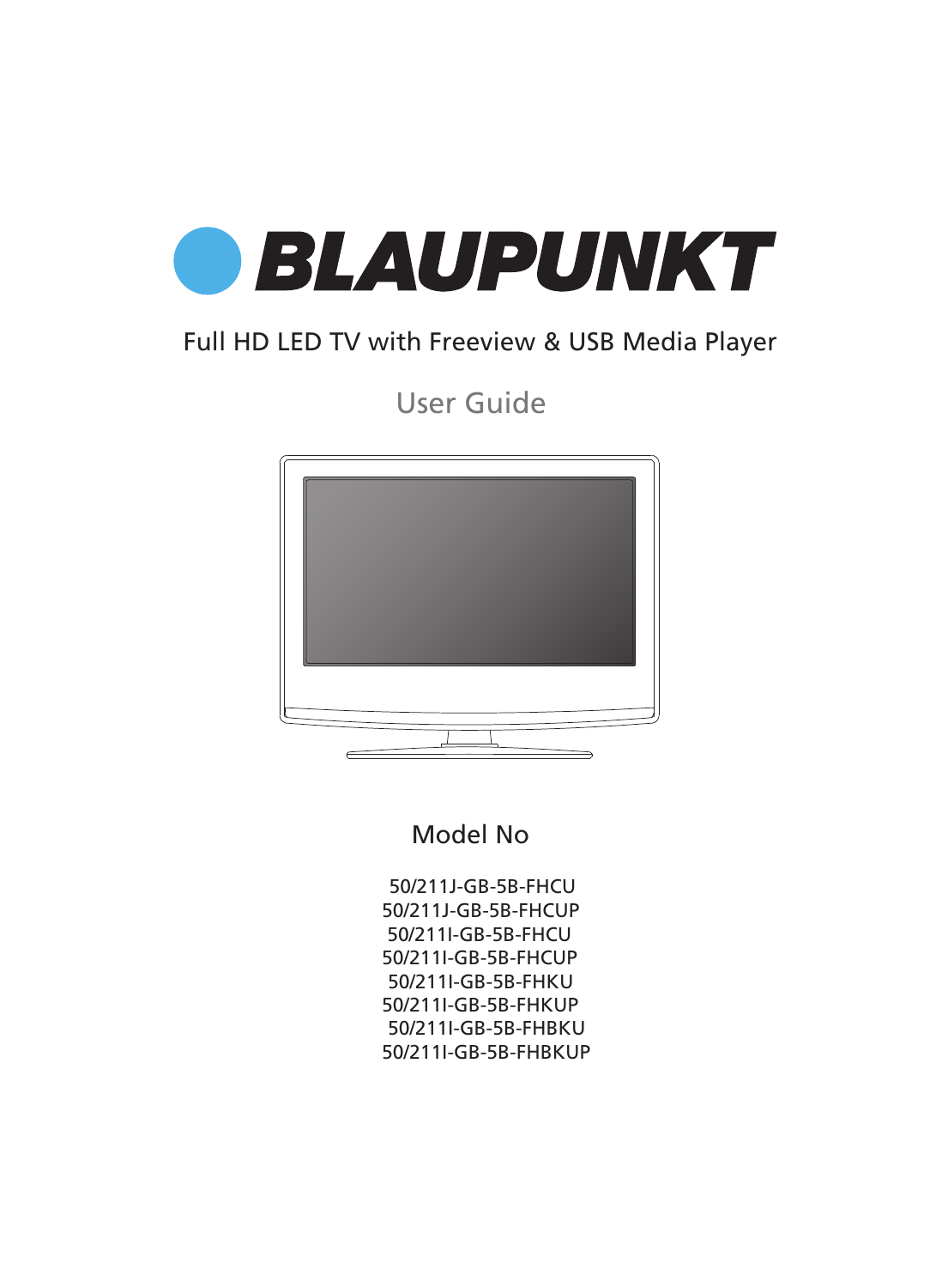# BLAUPUNKT

Full HD LED TV with Freeview & USB Media Player

## User Guide

Model No

50/211J-GB-5B-FHCU
50/211J-GB-5B-FHCUP
50/211I-GB-5B-FHCU
50/211I-GB-5B-FHCUP
50/211I-GB-5B-FHKU
50/211I-GB-5B-FHKUP
50/211I-GB-5B-FHBKU
50/211I-GB-5B-FHBKUP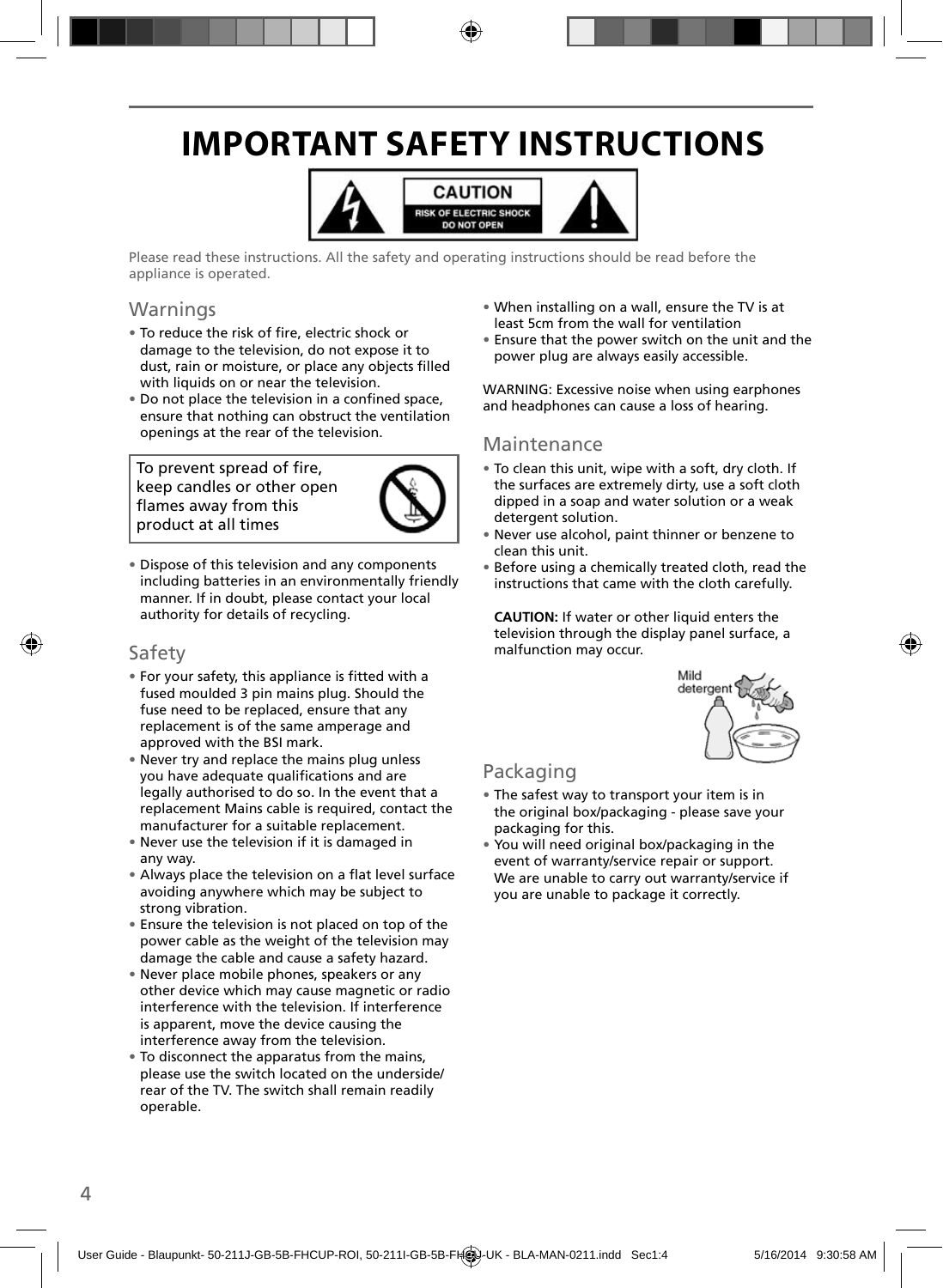# IMPORTANT SAFETY INSTRUCTIONS

CAUTION
RISK OF ELECTRIC SHOCK
DO NOT OPEN

Please read these instructions. All the safety and operating instructions should be read before the appliance is operated.

## Warnings

- To reduce the risk of fire, electric shock or damage to the television, do not expose it to dust, rain or moisture, or place any objects filled with liquids on or near the television.
- Do not place the television in a confined space, ensure that nothing can obstruct the ventilation openings at the rear of the television.

To prevent spread of fire, keep candles or other open flames away from this product at all times

- Dispose of this television and any components including batteries in an environmentally friendly manner. If in doubt, please contact your local authority for details of recycling.

## Safety

- For your safety, this appliance is fitted with a fused moulded 3 pin mains plug. Should the fuse need to be replaced, ensure that any replacement is of the same amperage and approved with the BSI mark.
- Never try and replace the mains plug unless you have adequate qualifications and are legally authorised to do so. In the event that a replacement Mains cable is required, contact the manufacturer for a suitable replacement.
- Never use the television if it is damaged in any way.
- Always place the television on a flat level surface avoiding anywhere which may be subject to strong vibration.
- Ensure the television is not placed on top of the power cable as the weight of the television may damage the cable and cause a safety hazard.
- Never place mobile phones, speakers or any other device which may cause magnetic or radio interference with the television. If interference is apparent, move the device causing the interference away from the television.
- To disconnect the apparatus from the mains, please use the switch located on the underside/ rear of the TV. The switch shall remain readily operable.
- When installing on a wall, ensure the TV is at least 5cm from the wall for ventilation
- Ensure that the power switch on the unit and the power plug are always easily accessible.

WARNING: Excessive noise when using earphones and headphones can cause a loss of hearing.

## Maintenance

- To clean this unit, wipe with a soft, dry cloth. If the surfaces are extremely dirty, use a soft cloth dipped in a soap and water solution or a weak detergent solution.
- Never use alcohol, paint thinner or benzene to clean this unit.
- Before using a chemically treated cloth, read the instructions that came with the cloth carefully.

**CAUTION:** If water or other liquid enters the television through the display panel surface, a malfunction may occur.

Mild detergent

## Packaging

- The safest way to transport your item is in the original box/packaging - please save your packaging for this.
- You will need original box/packaging in the event of warranty/service repair or support. We are unable to carry out warranty/service if you are unable to package it correctly.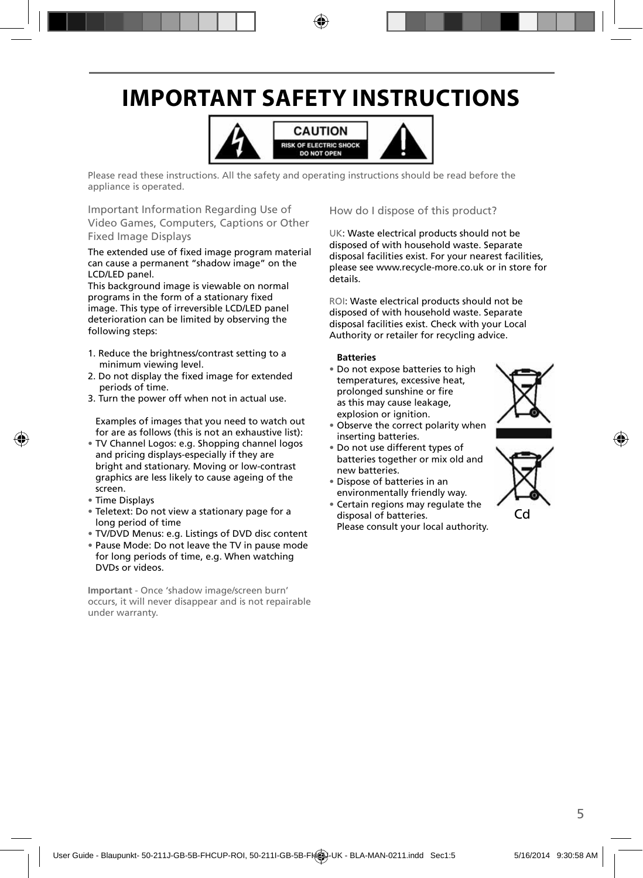# IMPORTANT SAFETY INSTRUCTIONS

**CAUTION**
RISK OF ELECTRIC SHOCK
DO NOT OPEN

Please read these instructions. All the safety and operating instructions should be read before the appliance is operated.

### Important Information Regarding Use of Video Games, Computers, Captions or Other Fixed Image Displays

The extended use of fixed image program material can cause a permanent "shadow image" on the LCD/LED panel.
This background image is viewable on normal programs in the form of a stationary fixed image. This type of irreversible LCD/LED panel deterioration can be limited by observing the following steps:

1. Reduce the brightness/contrast setting to a minimum viewing level.
2. Do not display the fixed image for extended periods of time.
3. Turn the power off when not in actual use.

Examples of images that you need to watch out for are as follows (this is not an exhaustive list):

- TV Channel Logos: e.g. Shopping channel logos and pricing displays-especially if they are bright and stationary. Moving or low-contrast graphics are less likely to cause ageing of the screen.
- Time Displays
- Teletext: Do not view a stationary page for a long period of time
- TV/DVD Menus: e.g. Listings of DVD disc content
- Pause Mode: Do not leave the TV in pause mode for long periods of time, e.g. When watching DVDs or videos.

**Important** - Once 'shadow image/screen burn' occurs, it will never disappear and is not repairable under warranty.

### How do I dispose of this product?

UK: Waste electrical products should not be disposed of with household waste. Separate disposal facilities exist. For your nearest facilities, please see www.recycle-more.co.uk or in store for details.

ROI: Waste electrical products should not be disposed of with household waste. Separate disposal facilities exist. Check with your Local Authority or retailer for recycling advice.

**Batteries**

- Do not expose batteries to high temperatures, excessive heat, prolonged sunshine or fire as this may cause leakage, explosion or ignition.
- Observe the correct polarity when inserting batteries.
- Do not use different types of batteries together or mix old and new batteries.
- Dispose of batteries in an environmentally friendly way.
- Certain regions may regulate the disposal of batteries. Please consult your local authority.

Cd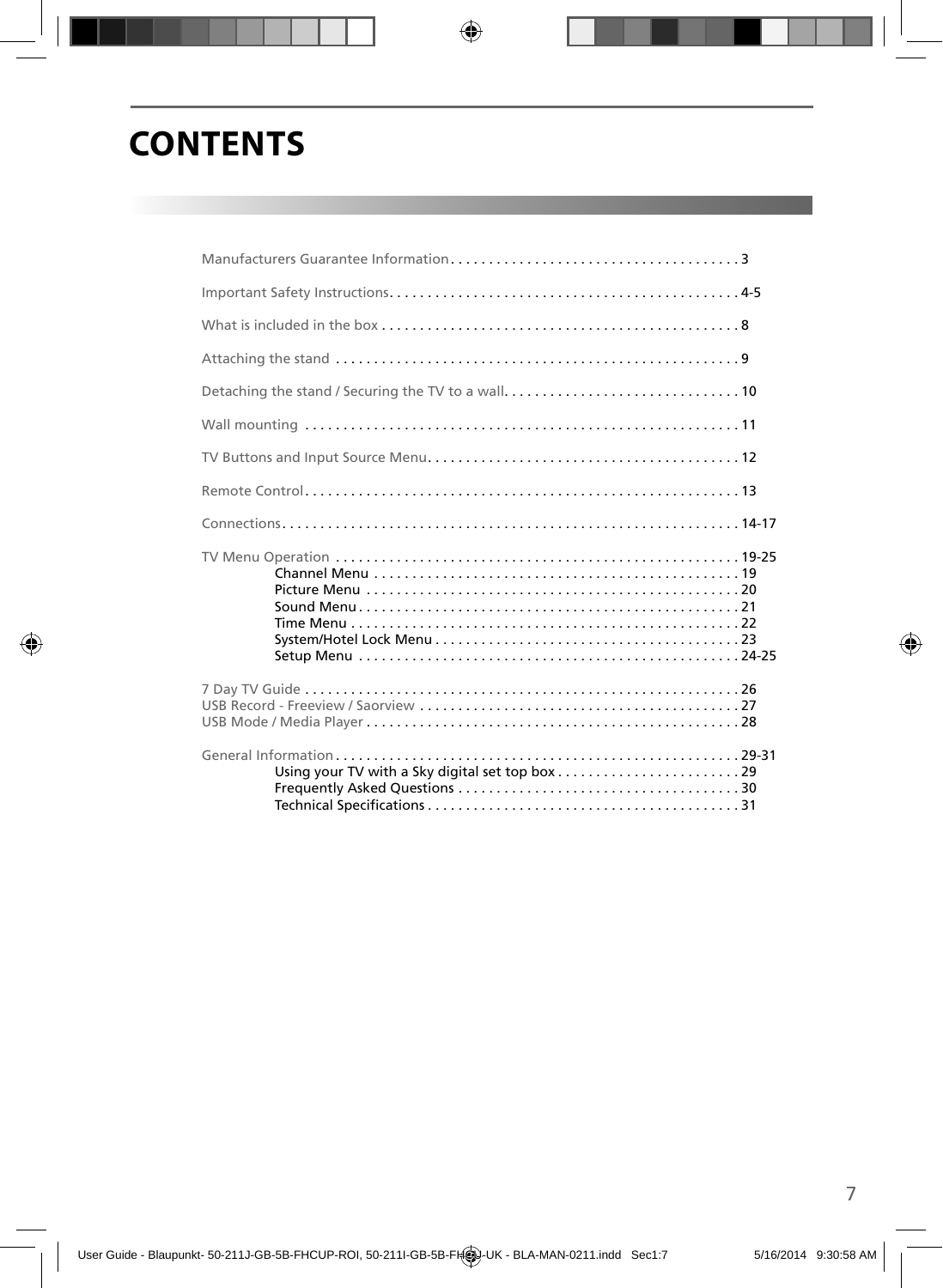# CONTENTS

Manufacturers Guarantee Information . . . . . . . . . . . . . . . . . . . . . . . . . . . . . . . . . . . . . . 3

Important Safety Instructions. . . . . . . . . . . . . . . . . . . . . . . . . . . . . . . . . . . . . . . . . . . . . . 4-5

What is included in the box . . . . . . . . . . . . . . . . . . . . . . . . . . . . . . . . . . . . . . . . . . . . . . . 8

Attaching the stand . . . . . . . . . . . . . . . . . . . . . . . . . . . . . . . . . . . . . . . . . . . . . . . . . . . . . 9

Detaching the stand / Securing the TV to a wall. . . . . . . . . . . . . . . . . . . . . . . . . . . . . . . 10

Wall mounting . . . . . . . . . . . . . . . . . . . . . . . . . . . . . . . . . . . . . . . . . . . . . . . . . . . . . . . . . 11

TV Buttons and Input Source Menu. . . . . . . . . . . . . . . . . . . . . . . . . . . . . . . . . . . . . . . . . 12

Remote Control . . . . . . . . . . . . . . . . . . . . . . . . . . . . . . . . . . . . . . . . . . . . . . . . . . . . . . . . . 13

Connections . . . . . . . . . . . . . . . . . . . . . . . . . . . . . . . . . . . . . . . . . . . . . . . . . . . . . . . . . . . 14-17

TV Menu Operation . . . . . . . . . . . . . . . . . . . . . . . . . . . . . . . . . . . . . . . . . . . . . . . . . . . . . 19-25
- Channel Menu . . . . . . . . . . . . . . . . . . . . . . . . . . . . . . . . . . . . . . . . . . . . . . . . . 19
- Picture Menu . . . . . . . . . . . . . . . . . . . . . . . . . . . . . . . . . . . . . . . . . . . . . . . . . . 20
- Sound Menu . . . . . . . . . . . . . . . . . . . . . . . . . . . . . . . . . . . . . . . . . . . . . . . . . . 21
- Time Menu . . . . . . . . . . . . . . . . . . . . . . . . . . . . . . . . . . . . . . . . . . . . . . . . . . . 22
- System/Hotel Lock Menu . . . . . . . . . . . . . . . . . . . . . . . . . . . . . . . . . . . . . . . . 23
- Setup Menu . . . . . . . . . . . . . . . . . . . . . . . . . . . . . . . . . . . . . . . . . . . . . . . . . . 24-25

7 Day TV Guide . . . . . . . . . . . . . . . . . . . . . . . . . . . . . . . . . . . . . . . . . . . . . . . . . . . . . . . . . 26
USB Record - Freeview / Saorview . . . . . . . . . . . . . . . . . . . . . . . . . . . . . . . . . . . . . . . . . . 27
USB Mode / Media Player . . . . . . . . . . . . . . . . . . . . . . . . . . . . . . . . . . . . . . . . . . . . . . . . . 28

General Information . . . . . . . . . . . . . . . . . . . . . . . . . . . . . . . . . . . . . . . . . . . . . . . . . . . . . 29-31
- Using your TV with a Sky digital set top box . . . . . . . . . . . . . . . . . . . . . . . . . 29
- Frequently Asked Questions . . . . . . . . . . . . . . . . . . . . . . . . . . . . . . . . . . . . . 30
- Technical Specifications . . . . . . . . . . . . . . . . . . . . . . . . . . . . . . . . . . . . . . . . . 31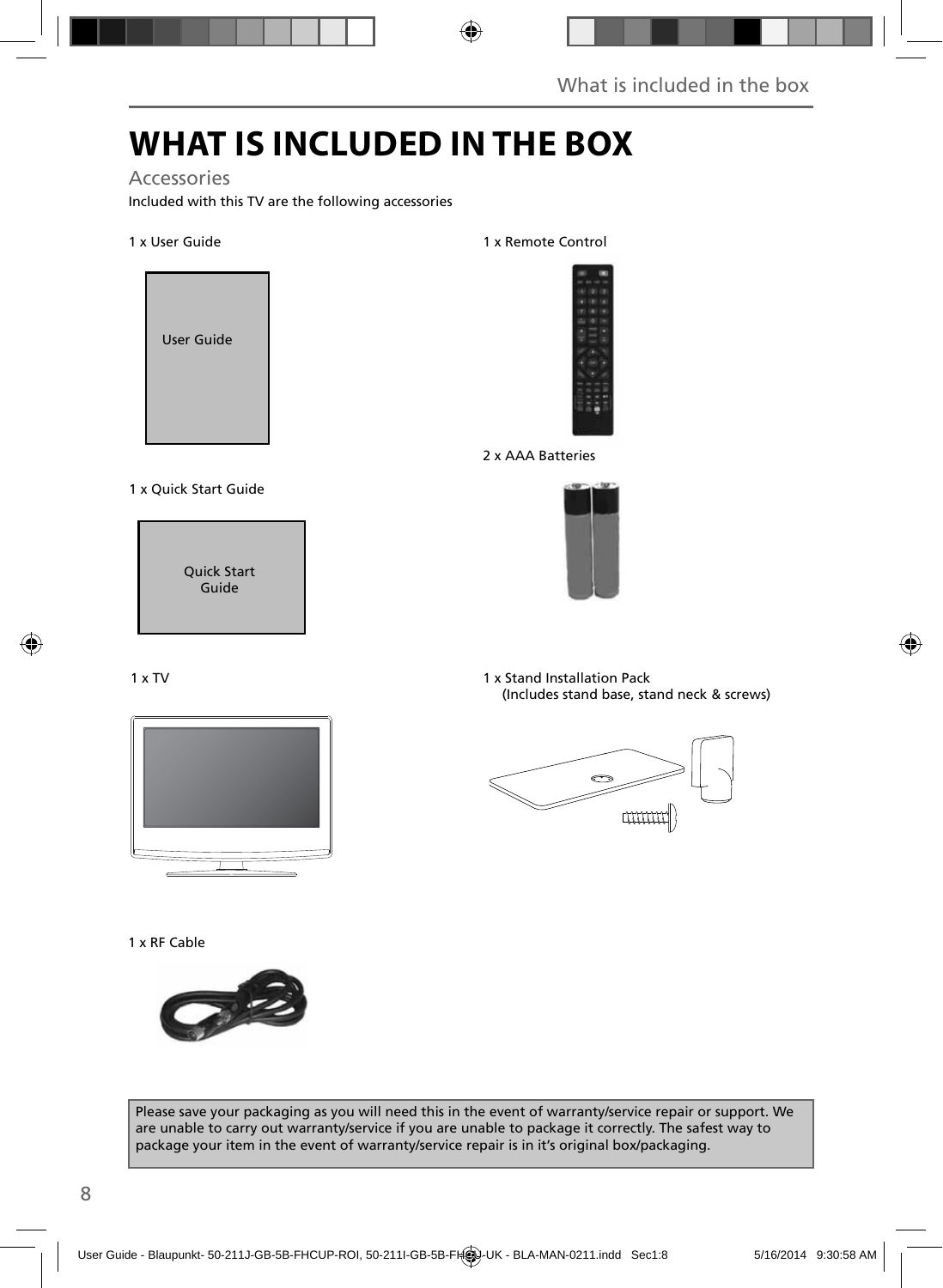# WHAT IS INCLUDED IN THE BOX

## Accessories

Included with this TV are the following accessories

1 x User Guide

User Guide

1 x Quick Start Guide

Quick Start Guide

1 x Remote Control

2 x AAA Batteries

1 x TV

1 x Stand Installation Pack
(Includes stand base, stand neck & screws)

1 x RF Cable

Please save your packaging as you will need this in the event of warranty/service repair or support. We are unable to carry out warranty/service if you are unable to package it correctly. The safest way to package your item in the event of warranty/service repair is in it's original box/packaging.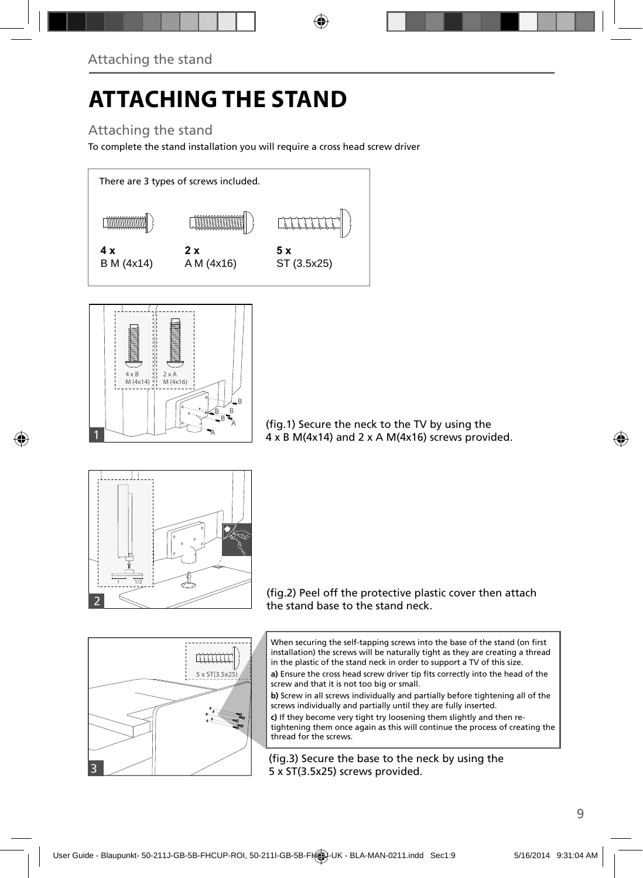# ATTACHING THE STAND

## Attaching the stand

To complete the stand installation you will require a cross head screw driver

There are 3 types of screws included.

| 4 x | 2 x | 5 x |
|---|---|---|
| B M (4x14) | A M (4x16) | ST (3.5x25) |

(fig.1) Secure the neck to the TV by using the 4 x B M(4x14) and 2 x A M(4x16) screws provided.

(fig.2) Peel off the protective plastic cover then attach the stand base to the stand neck.

When securing the self-tapping screws into the base of the stand (on first installation) the screws will be naturally tight as they are creating a thread in the plastic of the stand neck in order to support a TV of this size.

**a)** Ensure the cross head screw driver tip fits correctly into the head of the screw and that it is not too big or small.

**b)** Screw in all screws individually and partially before tightening all of the screws individually and partially until they are fully inserted.

**c)** If they become very tight try loosening them slightly and then re-tightening them once again as this will continue the process of creating the thread for the screws.

(fig.3) Secure the base to the neck by using the 5 x ST(3.5x25) screws provided.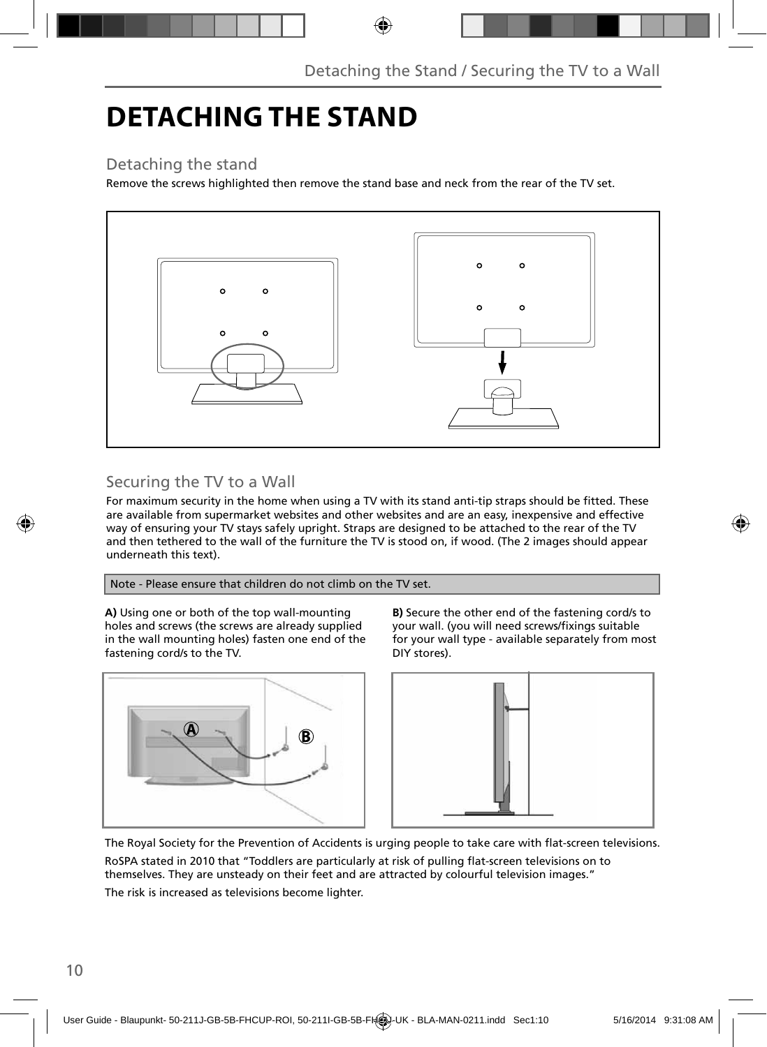# DETACHING THE STAND

## Detaching the stand

Remove the screws highlighted then remove the stand base and neck from the rear of the TV set.

## Securing the TV to a Wall

For maximum security in the home when using a TV with its stand anti-tip straps should be fitted. These are available from supermarket websites and other websites and are an easy, inexpensive and effective way of ensuring your TV stays safely upright. Straps are designed to be attached to the rear of the TV and then tethered to the wall of the furniture the TV is stood on, if wood. (The 2 images should appear underneath this text).

Note - Please ensure that children do not climb on the TV set.

**A)** Using one or both of the top wall-mounting holes and screws (the screws are already supplied in the wall mounting holes) fasten one end of the fastening cord/s to the TV.

**B)** Secure the other end of the fastening cord/s to your wall. (you will need screws/fixings suitable for your wall type - available separately from most DIY stores).

The Royal Society for the Prevention of Accidents is urging people to take care with flat-screen televisions.

RoSPA stated in 2010 that “Toddlers are particularly at risk of pulling flat-screen televisions on to themselves. They are unsteady on their feet and are attracted by colourful television images.”

The risk is increased as televisions become lighter.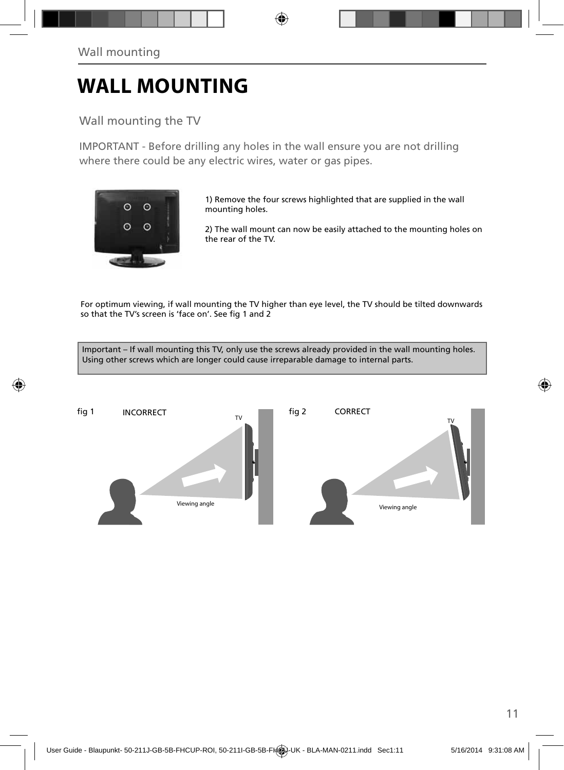# WALL MOUNTING

## Wall mounting the TV

IMPORTANT - Before drilling any holes in the wall ensure you are not drilling where there could be any electric wires, water or gas pipes.

1) Remove the four screws highlighted that are supplied in the wall mounting holes.

2) The wall mount can now be easily attached to the mounting holes on the rear of the TV.

For optimum viewing, if wall mounting the TV higher than eye level, the TV should be tilted downwards so that the TV's screen is 'face on'. See fig 1 and 2

Important – If wall mounting this TV, only use the screws already provided in the wall mounting holes. Using other screws which are longer could cause irreparable damage to internal parts.

fig 1 INCORRECT

fig 2 CORRECT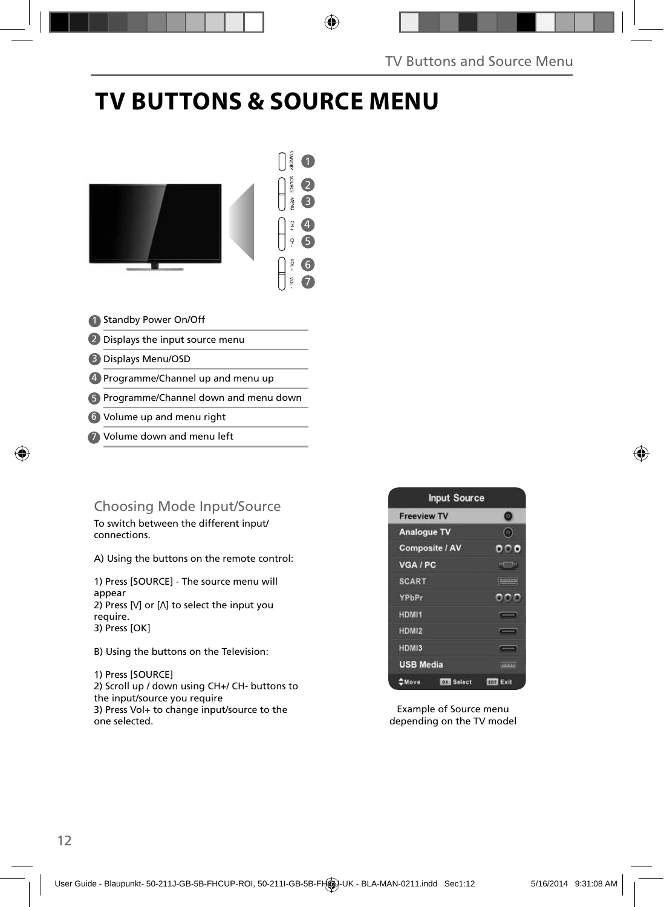# TV BUTTONS & SOURCE MENU

1. Standby Power On/Off
2. Displays the input source menu
3. Displays Menu/OSD
4. Programme/Channel up and menu up
5. Programme/Channel down and menu down
6. Volume up and menu right
7. Volume down and menu left

## Choosing Mode Input/Source

To switch between the different input/ connections.

A) Using the buttons on the remote control:

1) Press [SOURCE] - The source menu will appear
2) Press [V] or [Λ] to select the input you require.
3) Press [OK]

B) Using the buttons on the Television:

1) Press [SOURCE]
2) Scroll up / down using CH+/ CH- buttons to the input/source you require
3) Press Vol+ to change input/source to the one selected.

Example of Source menu depending on the TV model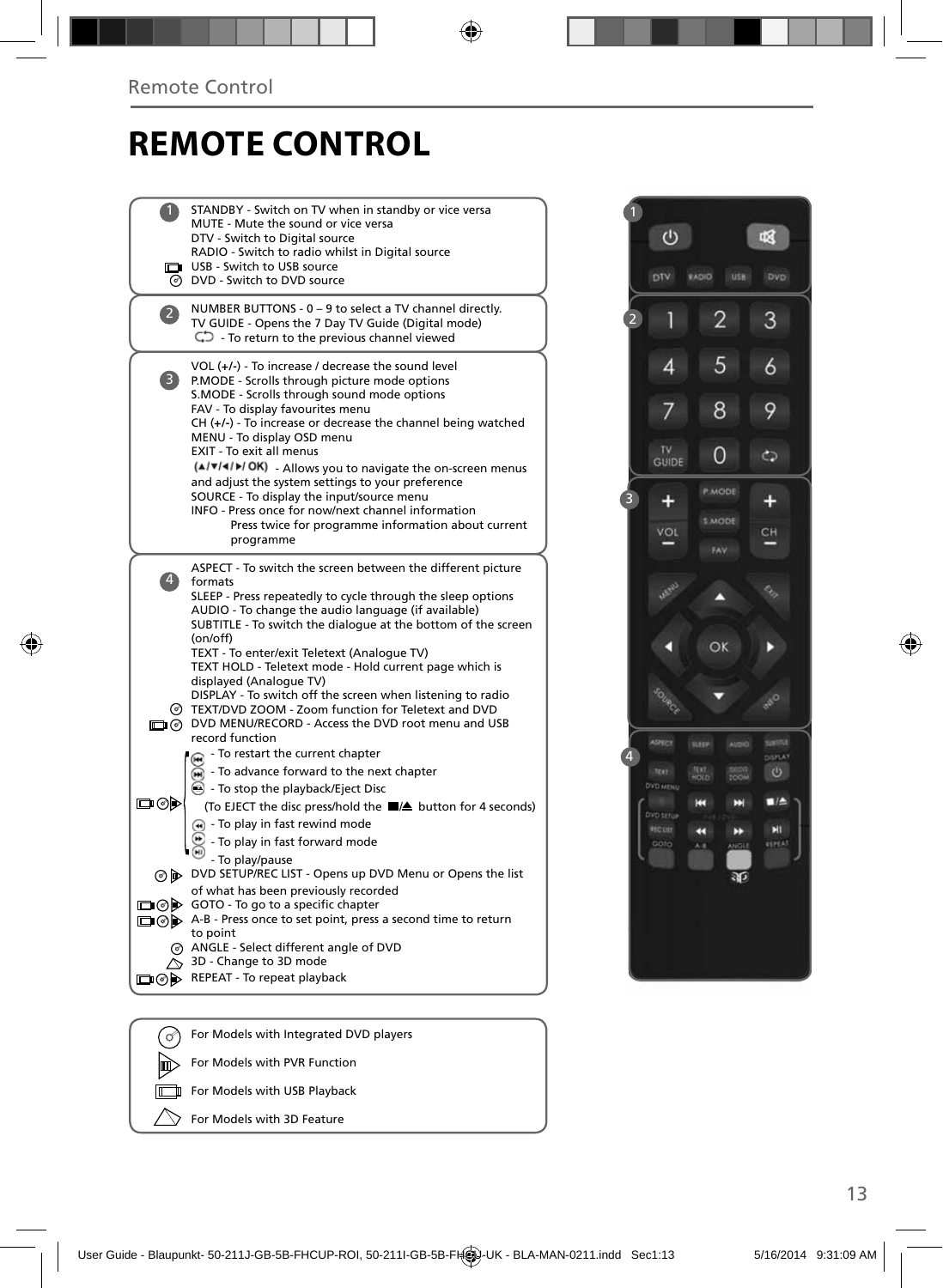Remote Control

# REMOTE CONTROL

**1**

STANDBY - Switch on TV when in standby or vice versa
MUTE - Mute the sound or vice versa
DTV - Switch to Digital source
RADIO - Switch to radio whilst in Digital source
USB - Switch to USB source
DVD - Switch to DVD source

**2**

NUMBER BUTTONS - 0 – 9 to select a TV channel directly.
TV GUIDE - Opens the 7 Day TV Guide (Digital mode)
- To return to the previous channel viewed

**3**

VOL (+/-) - To increase / decrease the sound level
P.MODE - Scrolls through picture mode options
S.MODE - Scrolls through sound mode options
FAV - To display favourites menu
CH (+/-) - To increase or decrease the channel being watched
MENU - To display OSD menu
EXIT - To exit all menus
(▲/▼/◄/►/ OK) - Allows you to navigate the on-screen menus and adjust the system settings to your preference
SOURCE - To display the input/source menu
INFO - Press once for now/next channel information
Press twice for programme information about current programme

**4**

ASPECT - To switch the screen between the different picture formats
SLEEP - Press repeatedly to cycle through the sleep options
AUDIO - To change the audio language (if available)
SUBTITLE - To switch the dialogue at the bottom of the screen (on/off)
TEXT - To enter/exit Teletext (Analogue TV)
TEXT HOLD - Teletext mode - Hold current page which is displayed (Analogue TV)
DISPLAY - To switch off the screen when listening to radio
TEXT/DVD ZOOM - Zoom function for Teletext and DVD
DVD MENU/RECORD - Access the DVD root menu and USB record function
- To restart the current chapter
- To advance forward to the next chapter
- To stop the playback/Eject Disc
(To EJECT the disc press/hold the ■/⏏ button for 4 seconds)
- To play in fast rewind mode
- To play in fast forward mode
- To play/pause
DVD SETUP/REC LIST - Opens up DVD Menu or Opens the list of what has been previously recorded
GOTO - To go to a specific chapter
A-B - Press once to set point, press a second time to return to point
ANGLE - Select different angle of DVD
3D - Change to 3D mode
REPEAT - To repeat playback

For Models with Integrated DVD players
For Models with PVR Function
For Models with USB Playback
For Models with 3D Feature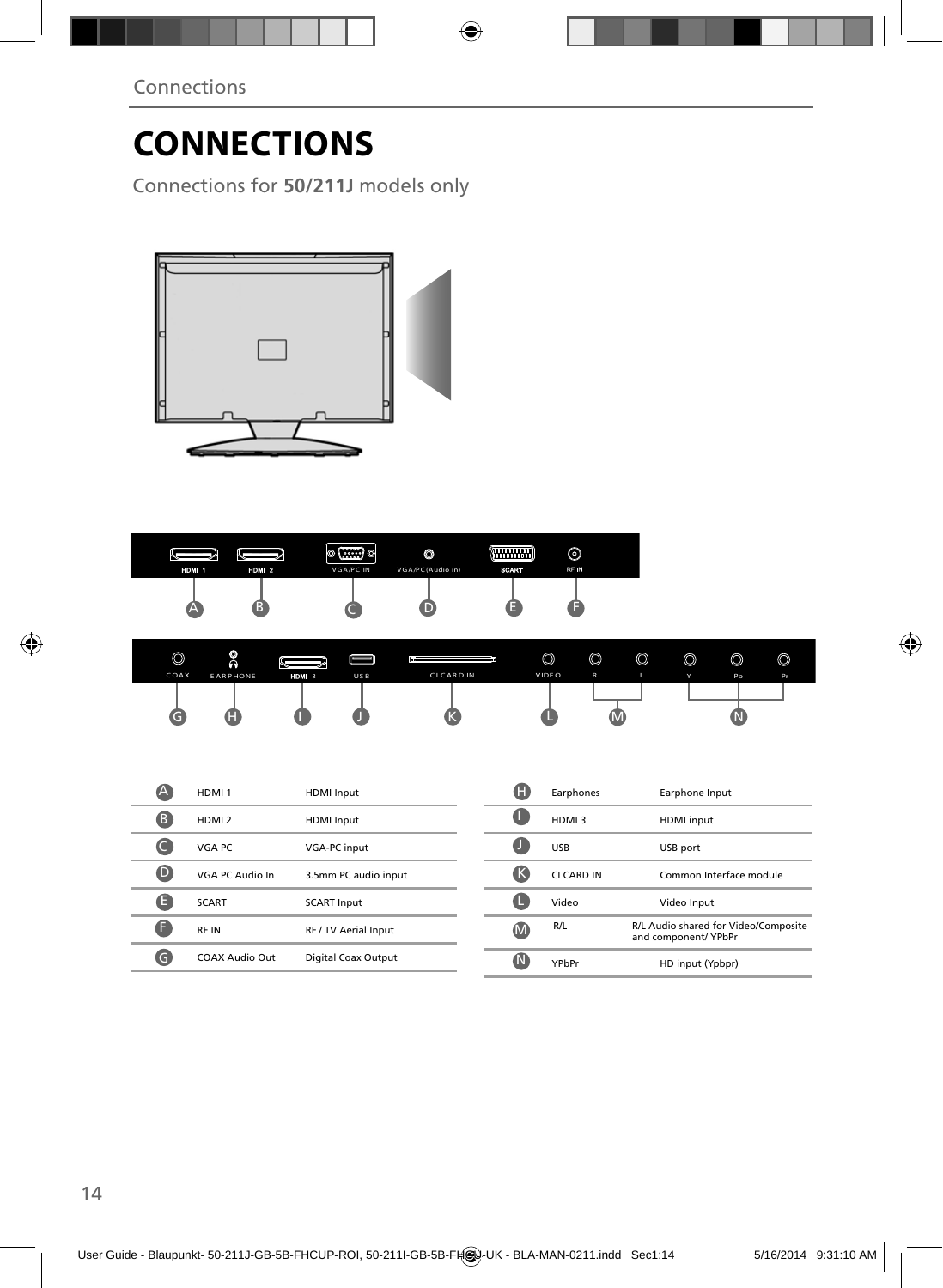# CONNECTIONS

Connections for **50/211J** models only

| | | |
|---|---|---|
| A | HDMI 1 | HDMI Input |
| B | HDMI 2 | HDMI Input |
| C | VGA PC | VGA-PC input |
| D | VGA PC Audio In | 3.5mm PC audio input |
| E | SCART | SCART Input |
| F | RF IN | RF / TV Aerial Input |
| G | COAX Audio Out | Digital Coax Output |
| H | Earphones | Earphone Input |
| I | HDMI 3 | HDMI input |
| J | USB | USB port |
| K | CI CARD IN | Common Interface module |
| L | Video | Video Input |
| M | R/L | R/L Audio shared for Video/Composite and component/ YPbPr |
| N | YPbPr | HD input (Ypbpr) |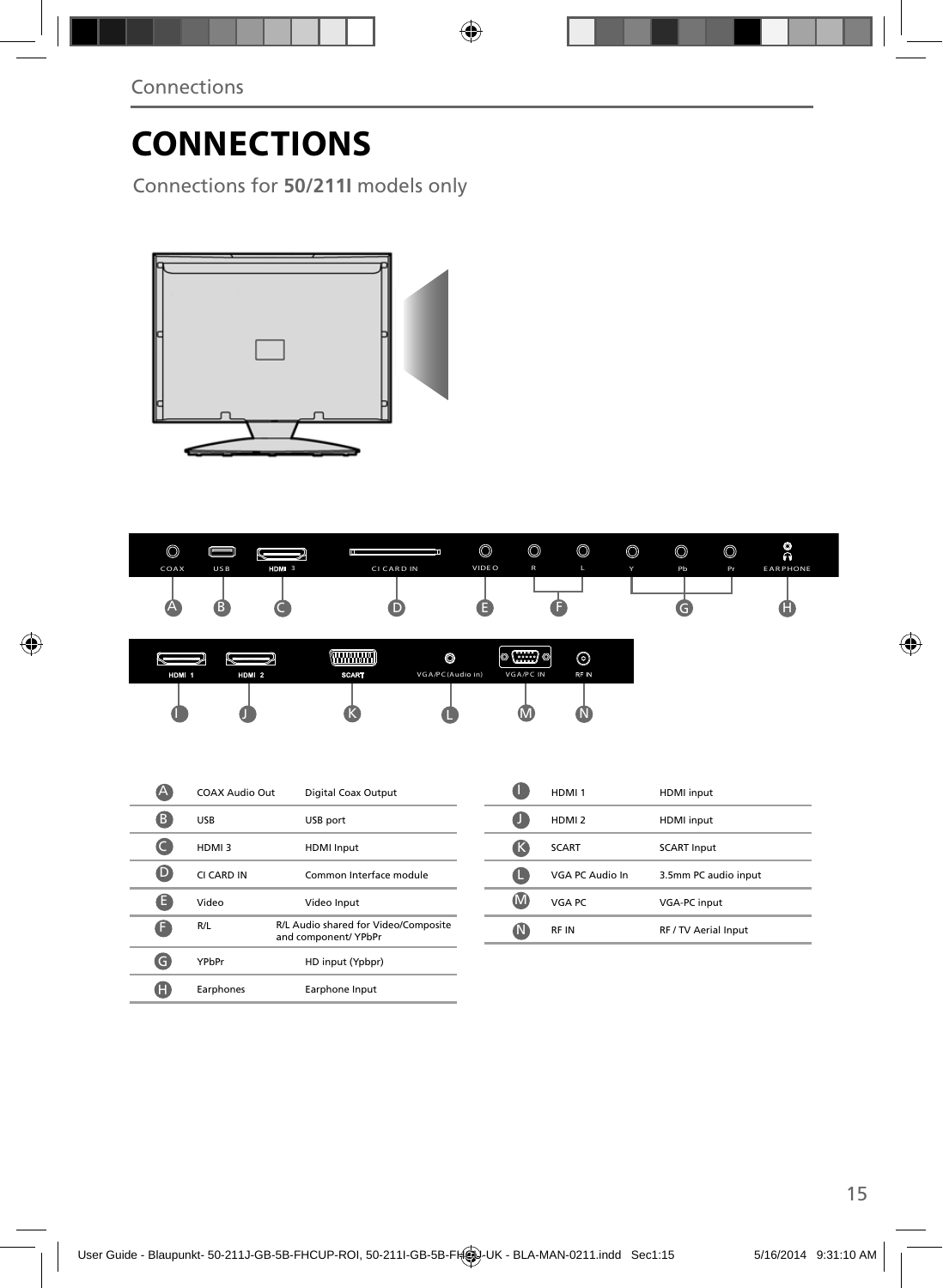# CONNECTIONS

Connections for **50/211I** models only

| | | |
|---|---|---|
| A | COAX Audio Out | Digital Coax Output |
| B | USB | USB port |
| C | HDMI 3 | HDMI Input |
| D | CI CARD IN | Common Interface module |
| E | Video | Video Input |
| F | R/L | R/L Audio shared for Video/Composite and component/ YPbPr |
| G | YPbPr | HD input (Ypbpr) |
| H | Earphones | Earphone Input |

| | | |
|---|---|---|
| I | HDMI 1 | HDMI input |
| J | HDMI 2 | HDMI input |
| K | SCART | SCART Input |
| L | VGA PC Audio In | 3.5mm PC audio input |
| M | VGA PC | VGA-PC input |
| N | RF IN | RF / TV Aerial Input |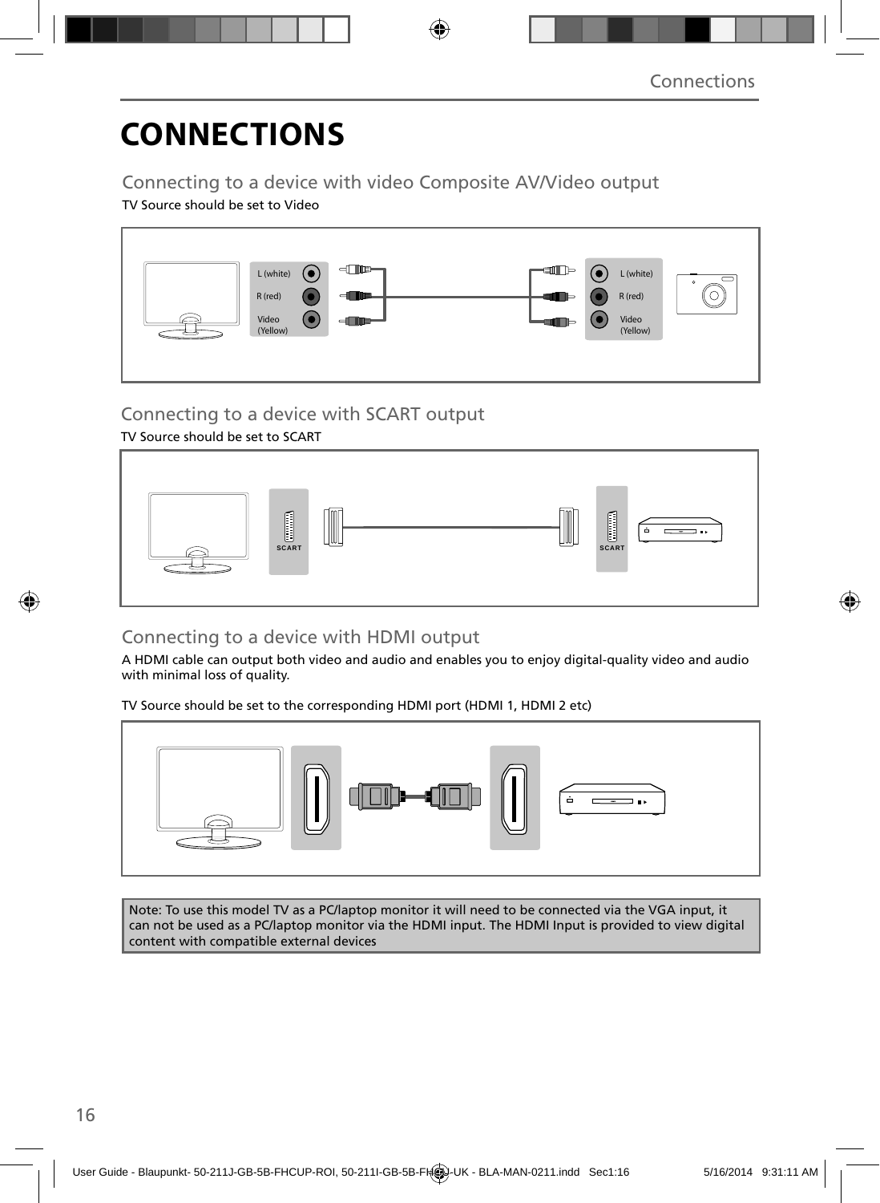# CONNECTIONS

## Connecting to a device with video Composite AV/Video output

TV Source should be set to Video

L (white)
R (red)
Video (Yellow)

L (white)
R (red)
Video (Yellow)

## Connecting to a device with SCART output

TV Source should be set to SCART

SCART

SCART

## Connecting to a device with HDMI output

A HDMI cable can output both video and audio and enables you to enjoy digital-quality video and audio with minimal loss of quality.

TV Source should be set to the corresponding HDMI port (HDMI 1, HDMI 2 etc)

Note: To use this model TV as a PC/laptop monitor it will need to be connected via the VGA input, it can not be used as a PC/laptop monitor via the HDMI input. The HDMI Input is provided to view digital content with compatible external devices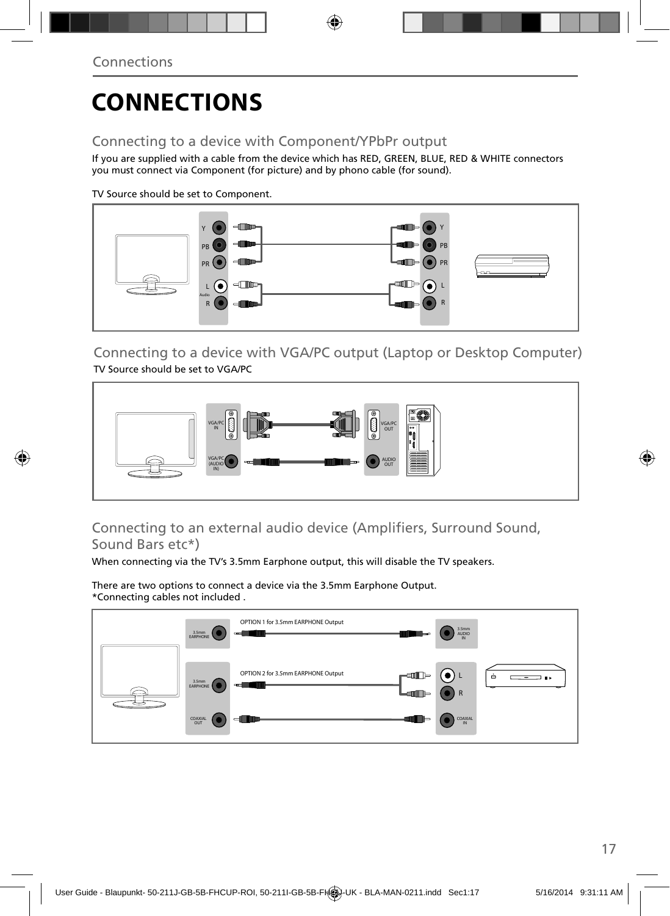# CONNECTIONS

## Connecting to a device with Component/YPbPr output

If you are supplied with a cable from the device which has RED, GREEN, BLUE, RED & WHITE connectors you must connect via Component (for picture) and by phono cable (for sound).

TV Source should be set to Component.

## Connecting to a device with VGA/PC output (Laptop or Desktop Computer)

TV Source should be set to VGA/PC

## Connecting to an external audio device (Amplifiers, Surround Sound, Sound Bars etc*)

When connecting via the TV's 3.5mm Earphone output, this will disable the TV speakers.

There are two options to connect a device via the 3.5mm Earphone Output.
*Connecting cables not included .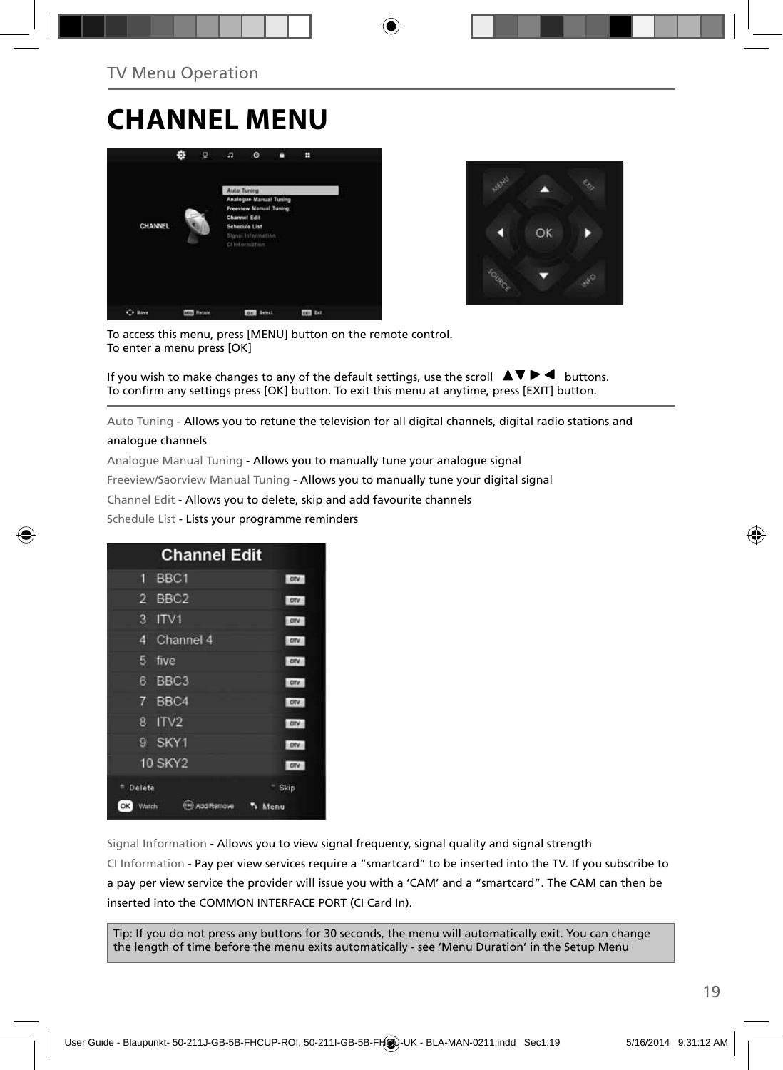TV Menu Operation

# CHANNEL MENU

To access this menu, press [MENU] button on the remote control.
To enter a menu press [OK]

If you wish to make changes to any of the default settings, use the scroll ▲▼ ▶ ◀ buttons.
To confirm any settings press [OK] button. To exit this menu at anytime, press [EXIT] button.

Auto Tuning - Allows you to retune the television for all digital channels, digital radio stations and analogue channels

Analogue Manual Tuning - Allows you to manually tune your analogue signal

Freeview/Saorview Manual Tuning - Allows you to manually tune your digital signal

Channel Edit - Allows you to delete, skip and add favourite channels

Schedule List - Lists your programme reminders

Signal Information - Allows you to view signal frequency, signal quality and signal strength

CI Information - Pay per view services require a "smartcard" to be inserted into the TV. If you subscribe to a pay per view service the provider will issue you with a 'CAM' and a "smartcard". The CAM can then be inserted into the COMMON INTERFACE PORT (CI Card In).

Tip: If you do not press any buttons for 30 seconds, the menu will automatically exit. You can change the length of time before the menu exits automatically - see 'Menu Duration' in the Setup Menu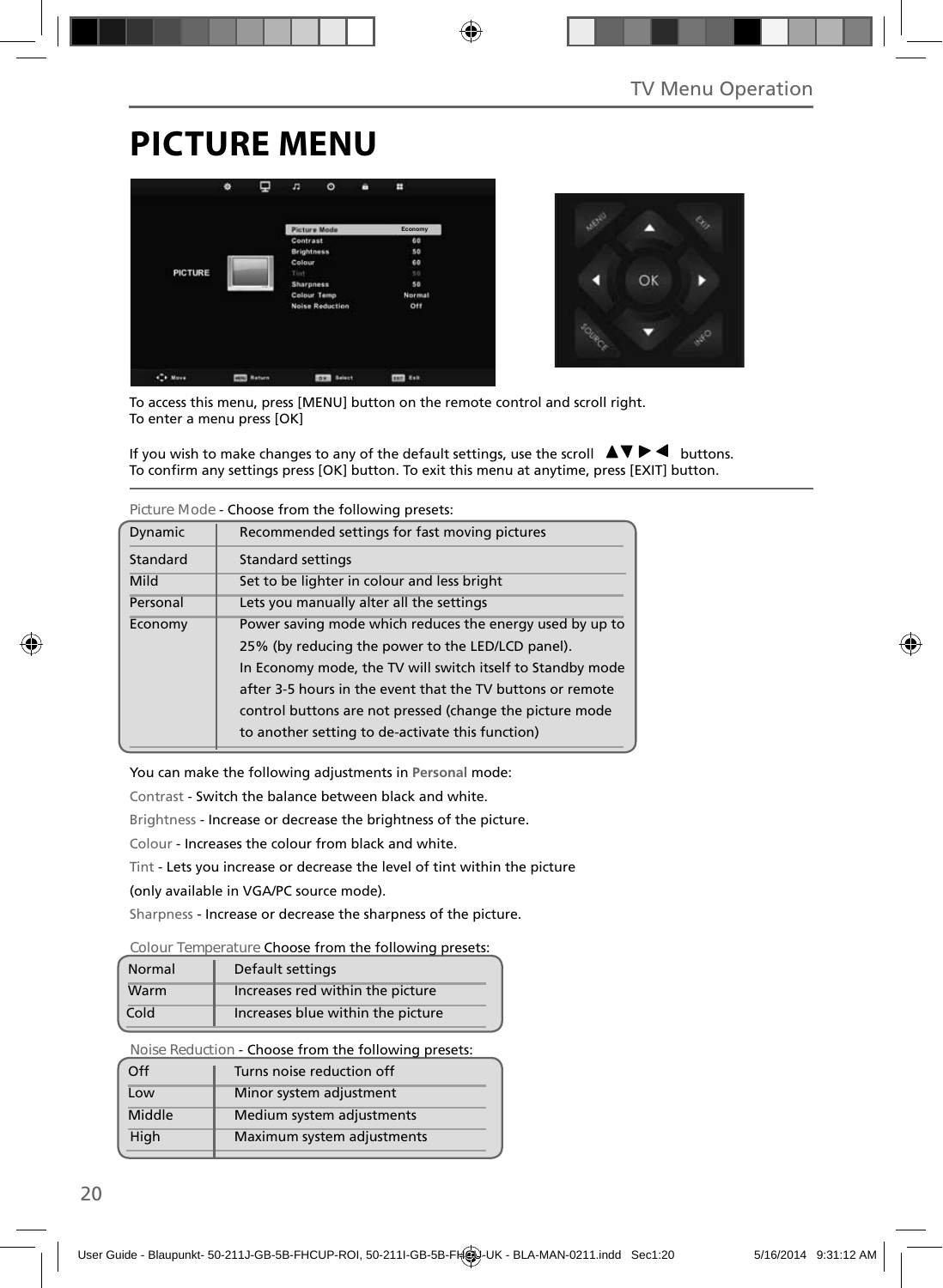# PICTURE MENU

To access this menu, press [MENU] button on the remote control and scroll right.
To enter a menu press [OK]

If you wish to make changes to any of the default settings, use the scroll ▲▼▶◀ buttons.
To confirm any settings press [OK] button. To exit this menu at anytime, press [EXIT] button.

Picture Mode - Choose from the following presets:

| | |
|---|---|
| Dynamic | Recommended settings for fast moving pictures |
| Standard | Standard settings |
| Mild | Set to be lighter in colour and less bright |
| Personal | Lets you manually alter all the settings |
| Economy | Power saving mode which reduces the energy used by up to 25% (by reducing the power to the LED/LCD panel). In Economy mode, the TV will switch itself to Standby mode after 3-5 hours in the event that the TV buttons or remote control buttons are not pressed (change the picture mode to another setting to de-activate this function) |

You can make the following adjustments in **Personal** mode:

Contrast - Switch the balance between black and white.

Brightness - Increase or decrease the brightness of the picture.

Colour - Increases the colour from black and white.

Tint - Lets you increase or decrease the level of tint within the picture (only available in VGA/PC source mode).

Sharpness - Increase or decrease the sharpness of the picture.

Colour Temperature Choose from the following presets:

| | |
|---|---|
| Normal | Default settings |
| Warm | Increases red within the picture |
| Cold | Increases blue within the picture |

Noise Reduction - Choose from the following presets:

| | |
|---|---|
| Off | Turns noise reduction off |
| Low | Minor system adjustment |
| Middle | Medium system adjustments |
| High | Maximum system adjustments |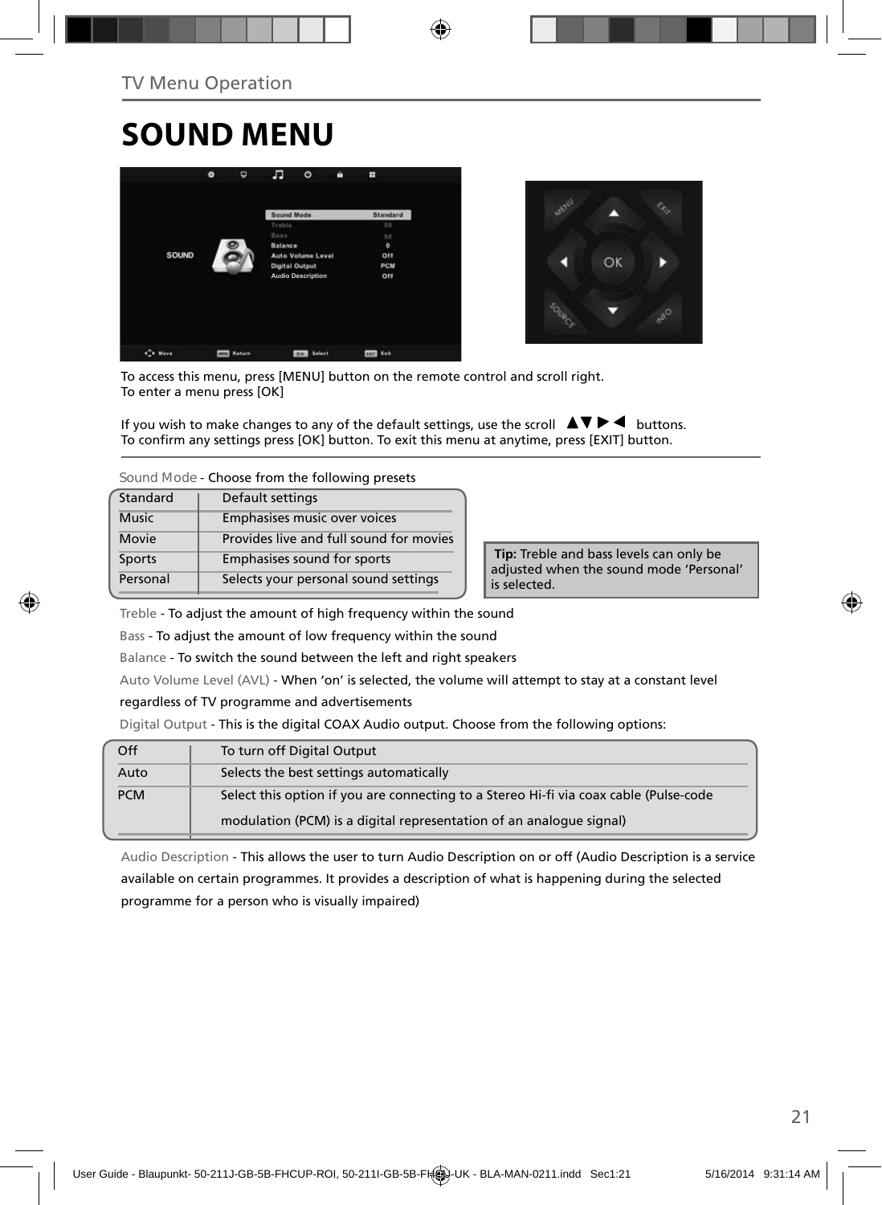TV Menu Operation

# SOUND MENU

To access this menu, press [MENU] button on the remote control and scroll right.
To enter a menu press [OK]

If you wish to make changes to any of the default settings, use the scroll ▲▼▶◀ buttons.
To confirm any settings press [OK] button. To exit this menu at anytime, press [EXIT] button.

Sound Mode - Choose from the following presets

| | |
|---|---|
| Standard | Default settings |
| Music | Emphasises music over voices |
| Movie | Provides live and full sound for movies |
| Sports | Emphasises sound for sports |
| Personal | Selects your personal sound settings |

**Tip:** Treble and bass levels can only be adjusted when the sound mode 'Personal' is selected.

Treble - To adjust the amount of high frequency within the sound

Bass - To adjust the amount of low frequency within the sound

Balance - To switch the sound between the left and right speakers

Auto Volume Level (AVL) - When 'on' is selected, the volume will attempt to stay at a constant level regardless of TV programme and advertisements

Digital Output - This is the digital COAX Audio output. Choose from the following options:

| | |
|---|---|
| Off | To turn off Digital Output |
| Auto | Selects the best settings automatically |
| PCM | Select this option if you are connecting to a Stereo Hi-fi via coax cable (Pulse-code modulation (PCM) is a digital representation of an analogue signal) |

Audio Description - This allows the user to turn Audio Description on or off (Audio Description is a service available on certain programmes. It provides a description of what is happening during the selected programme for a person who is visually impaired)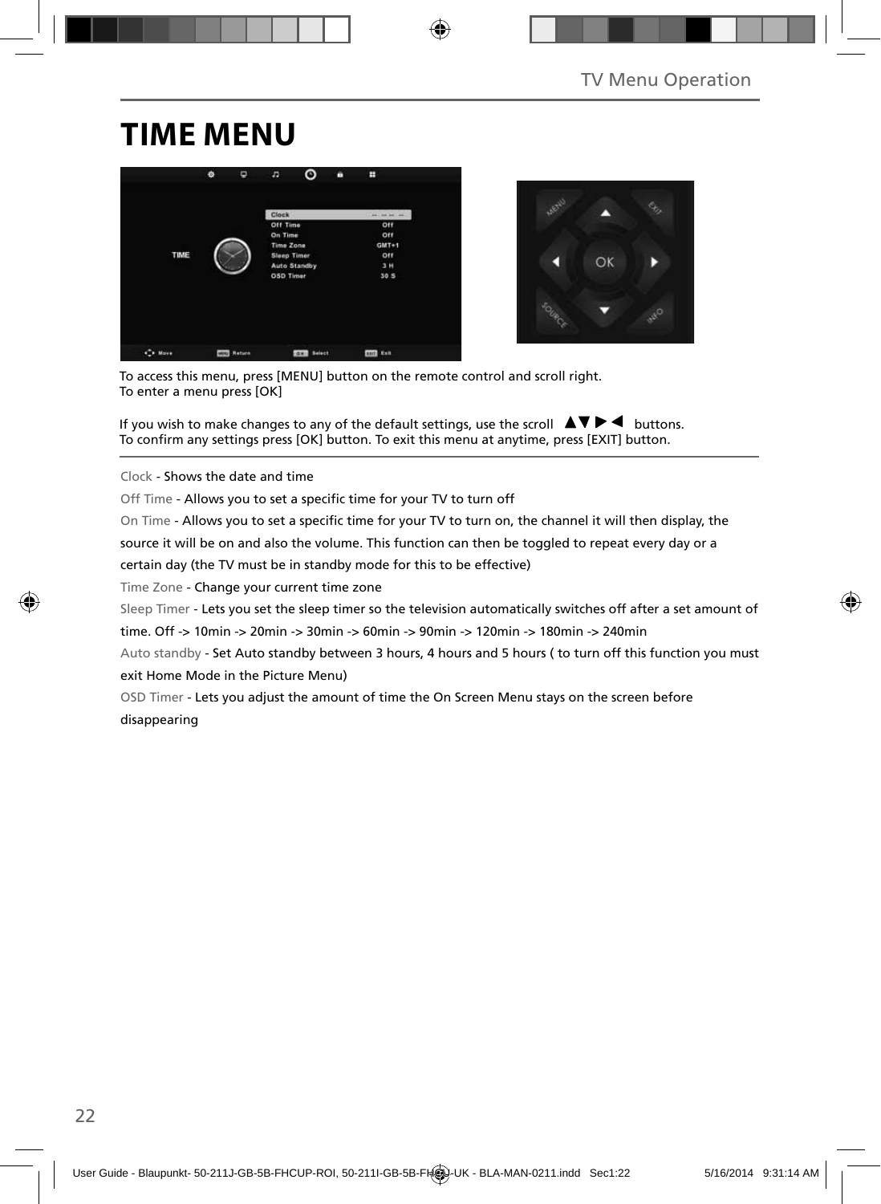# TIME MENU

To access this menu, press [MENU] button on the remote control and scroll right.
To enter a menu press [OK]

If you wish to make changes to any of the default settings, use the scroll ▲▼▶◀ buttons.
To confirm any settings press [OK] button. To exit this menu at anytime, press [EXIT] button.

Clock - Shows the date and time

Off Time - Allows you to set a specific time for your TV to turn off

On Time - Allows you to set a specific time for your TV to turn on, the channel it will then display, the source it will be on and also the volume. This function can then be toggled to repeat every day or a certain day (the TV must be in standby mode for this to be effective)

Time Zone - Change your current time zone

Sleep Timer - Lets you set the sleep timer so the television automatically switches off after a set amount of time. Off -> 10min -> 20min -> 30min -> 60min -> 90min -> 120min -> 180min -> 240min

Auto standby - Set Auto standby between 3 hours, 4 hours and 5 hours ( to turn off this function you must exit Home Mode in the Picture Menu)

OSD Timer - Lets you adjust the amount of time the On Screen Menu stays on the screen before disappearing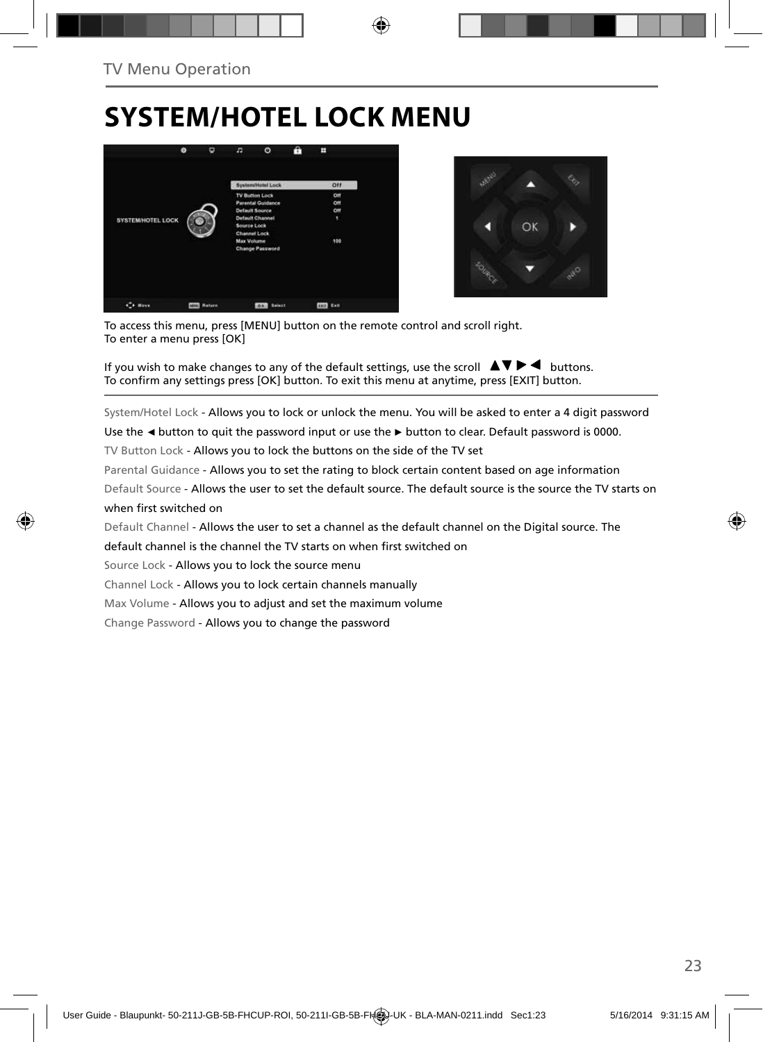# SYSTEM/HOTEL LOCK MENU

To access this menu, press [MENU] button on the remote control and scroll right.
To enter a menu press [OK]

If you wish to make changes to any of the default settings, use the scroll ▲▼▶◀ buttons.
To confirm any settings press [OK] button. To exit this menu at anytime, press [EXIT] button.

System/Hotel Lock - Allows you to lock or unlock the menu. You will be asked to enter a 4 digit password
Use the ◄ button to quit the password input or use the ► button to clear. Default password is 0000.

TV Button Lock - Allows you to lock the buttons on the side of the TV set

Parental Guidance - Allows you to set the rating to block certain content based on age information

Default Source - Allows the user to set the default source. The default source is the source the TV starts on when first switched on

Default Channel - Allows the user to set a channel as the default channel on the Digital source. The default channel is the channel the TV starts on when first switched on

Source Lock - Allows you to lock the source menu

Channel Lock - Allows you to lock certain channels manually

Max Volume - Allows you to adjust and set the maximum volume

Change Password - Allows you to change the password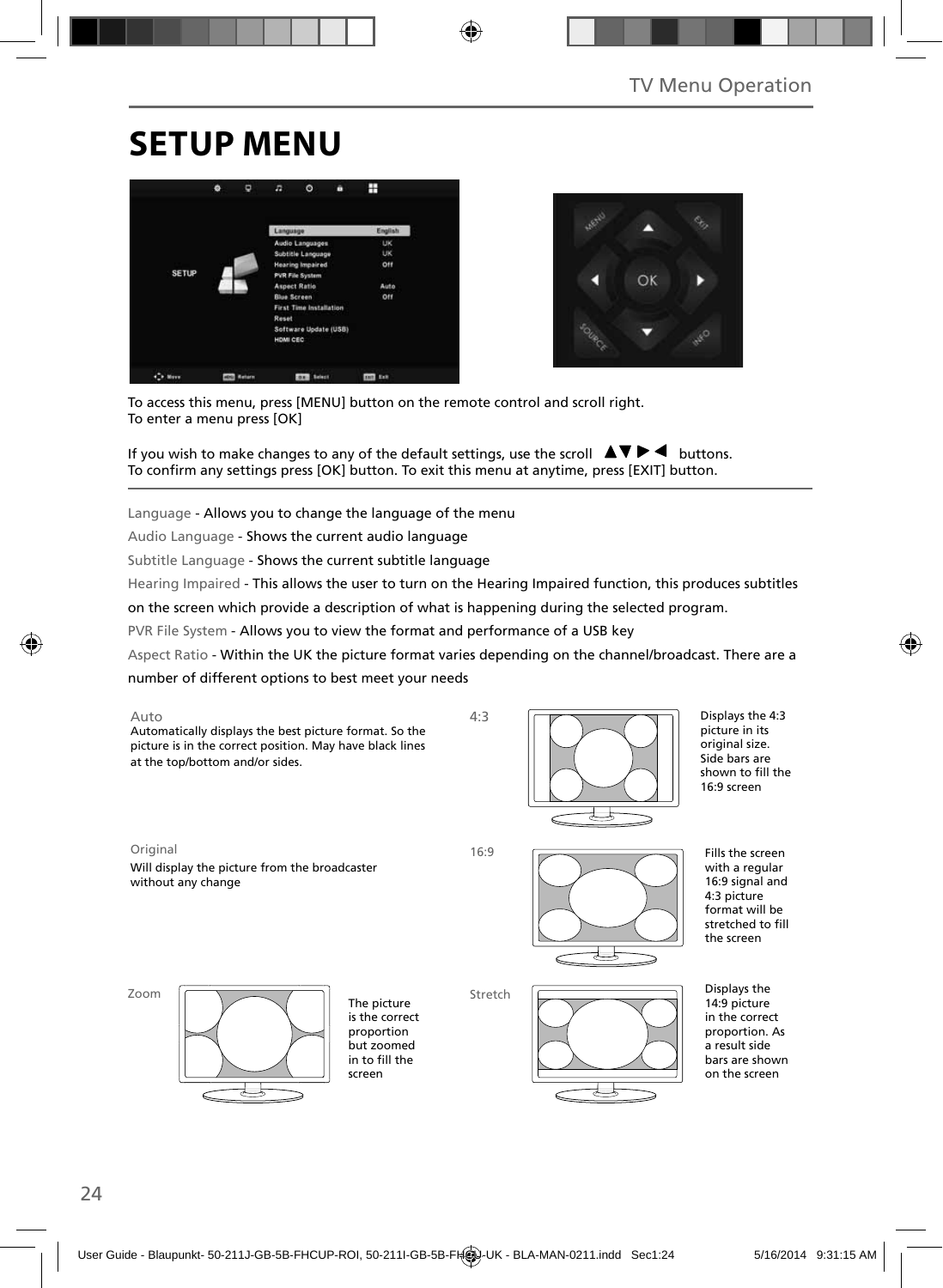# SETUP MENU

To access this menu, press [MENU] button on the remote control and scroll right.
To enter a menu press [OK]

If you wish to make changes to any of the default settings, use the scroll ▲▼▶◀ buttons.
To confirm any settings press [OK] button. To exit this menu at anytime, press [EXIT] button.

Language - Allows you to change the language of the menu

Audio Language - Shows the current audio language

Subtitle Language - Shows the current subtitle language

Hearing Impaired - This allows the user to turn on the Hearing Impaired function, this produces subtitles on the screen which provide a description of what is happening during the selected program.

PVR File System - Allows you to view the format and performance of a USB key

Aspect Ratio - Within the UK the picture format varies depending on the channel/broadcast. There are a number of different options to best meet your needs

**Auto**
Automatically displays the best picture format. So the picture is in the correct position. May have black lines at the top/bottom and/or sides.

**4:3**
Displays the 4:3 picture in its original size. Side bars are shown to fill the 16:9 screen

**Original**
Will display the picture from the broadcaster without any change

**16:9**
Fills the screen with a regular 16:9 signal and 4:3 picture format will be stretched to fill the screen

**Zoom**
The picture is the correct proportion but zoomed in to fill the screen

**Stretch**
Displays the 14:9 picture in the correct proportion. As a result side bars are shown on the screen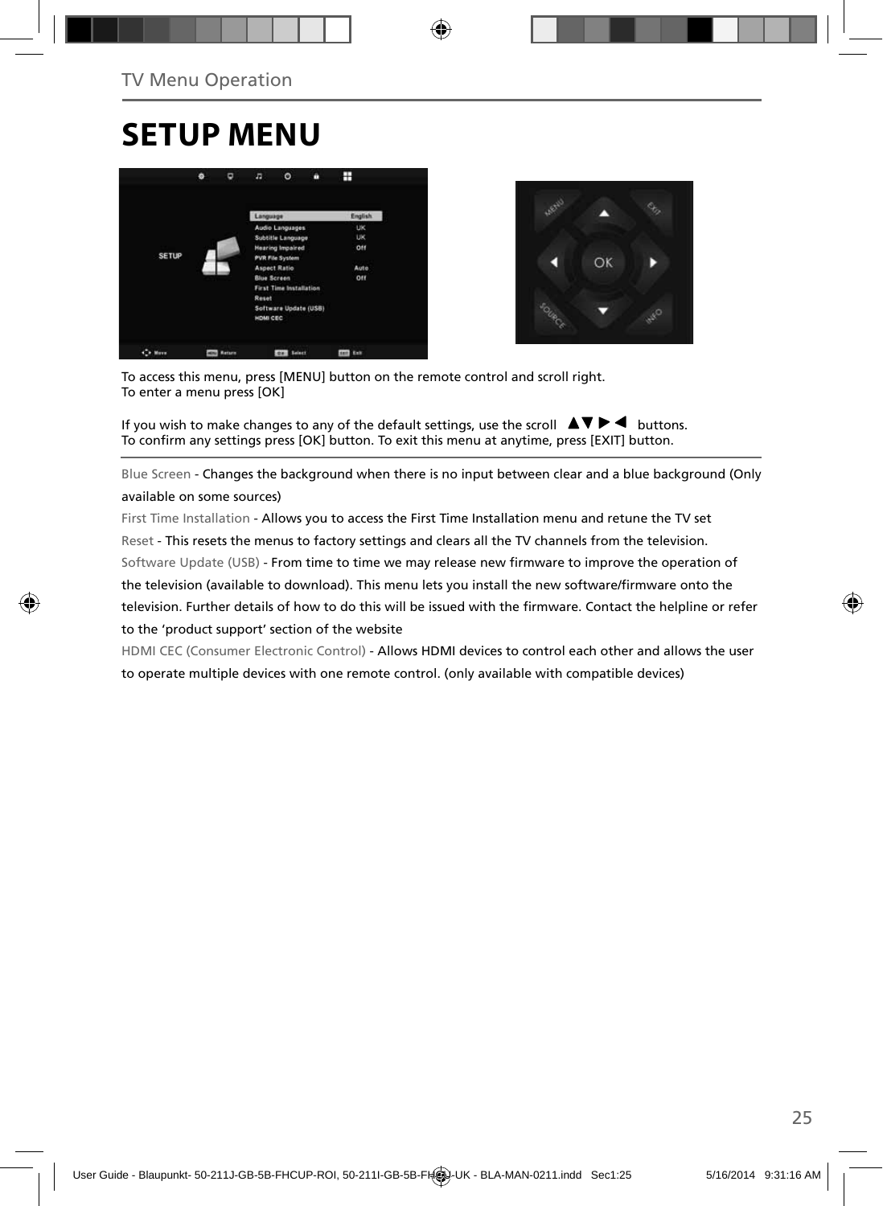TV Menu Operation

# SETUP MENU

To access this menu, press [MENU] button on the remote control and scroll right.
To enter a menu press [OK]

If you wish to make changes to any of the default settings, use the scroll ▲▼ ▶ ◀ buttons.
To confirm any settings press [OK] button. To exit this menu at anytime, press [EXIT] button.

Blue Screen - Changes the background when there is no input between clear and a blue background (Only available on some sources)

First Time Installation - Allows you to access the First Time Installation menu and retune the TV set

Reset - This resets the menus to factory settings and clears all the TV channels from the television.

Software Update (USB) - From time to time we may release new firmware to improve the operation of the television (available to download). This menu lets you install the new software/firmware onto the television. Further details of how to do this will be issued with the firmware. Contact the helpline or refer to the 'product support' section of the website

HDMI CEC (Consumer Electronic Control) - Allows HDMI devices to control each other and allows the user to operate multiple devices with one remote control. (only available with compatible devices)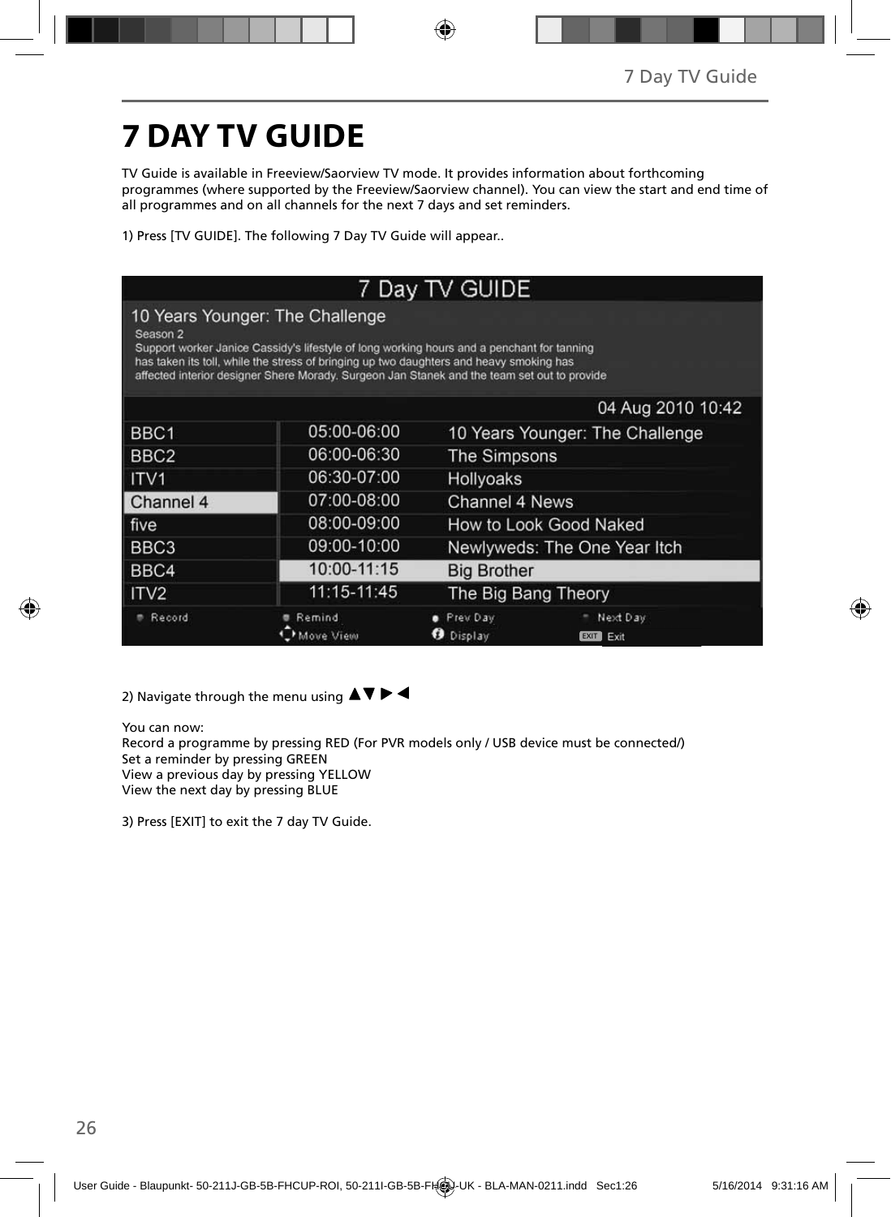# 7 DAY TV GUIDE

TV Guide is available in Freeview/Saorview TV mode. It provides information about forthcoming programmes (where supported by the Freeview/Saorview channel). You can view the start and end time of all programmes and on all channels for the next 7 days and set reminders.

1) Press [TV GUIDE]. The following 7 Day TV Guide will appear..

7 Day TV GUIDE

10 Years Younger: The Challenge
Season 2
Support worker Janice Cassidy's lifestyle of long working hours and a penchant for tanning has taken its toll, while the stress of bringing up two daughters and heavy smoking has affected interior designer Shere Morady. Surgeon Jan Stanek and the team set out to provide

04 Aug 2010 10:42

| Channel | Time | Programme |
|---|---|---|
| BBC1 | 05:00-06:00 | 10 Years Younger: The Challenge |
| BBC2 | 06:00-06:30 | The Simpsons |
| ITV1 | 06:30-07:00 | Hollyoaks |
| Channel 4 | 07:00-08:00 | Channel 4 News |
| five | 08:00-09:00 | How to Look Good Naked |
| BBC3 | 09:00-10:00 | Newlyweds: The One Year Itch |
| BBC4 | 10:00-11:15 | Big Brother |
| ITV2 | 11:15-11:45 | The Big Bang Theory |

Record | Remind | Prev Day | Next Day
Move View | Display | EXIT Exit

2) Navigate through the menu using ▲▼ ▶ ◀

You can now:
Record a programme by pressing RED (For PVR models only / USB device must be connected/)
Set a reminder by pressing GREEN
View a previous day by pressing YELLOW
View the next day by pressing BLUE

3) Press [EXIT] to exit the 7 day TV Guide.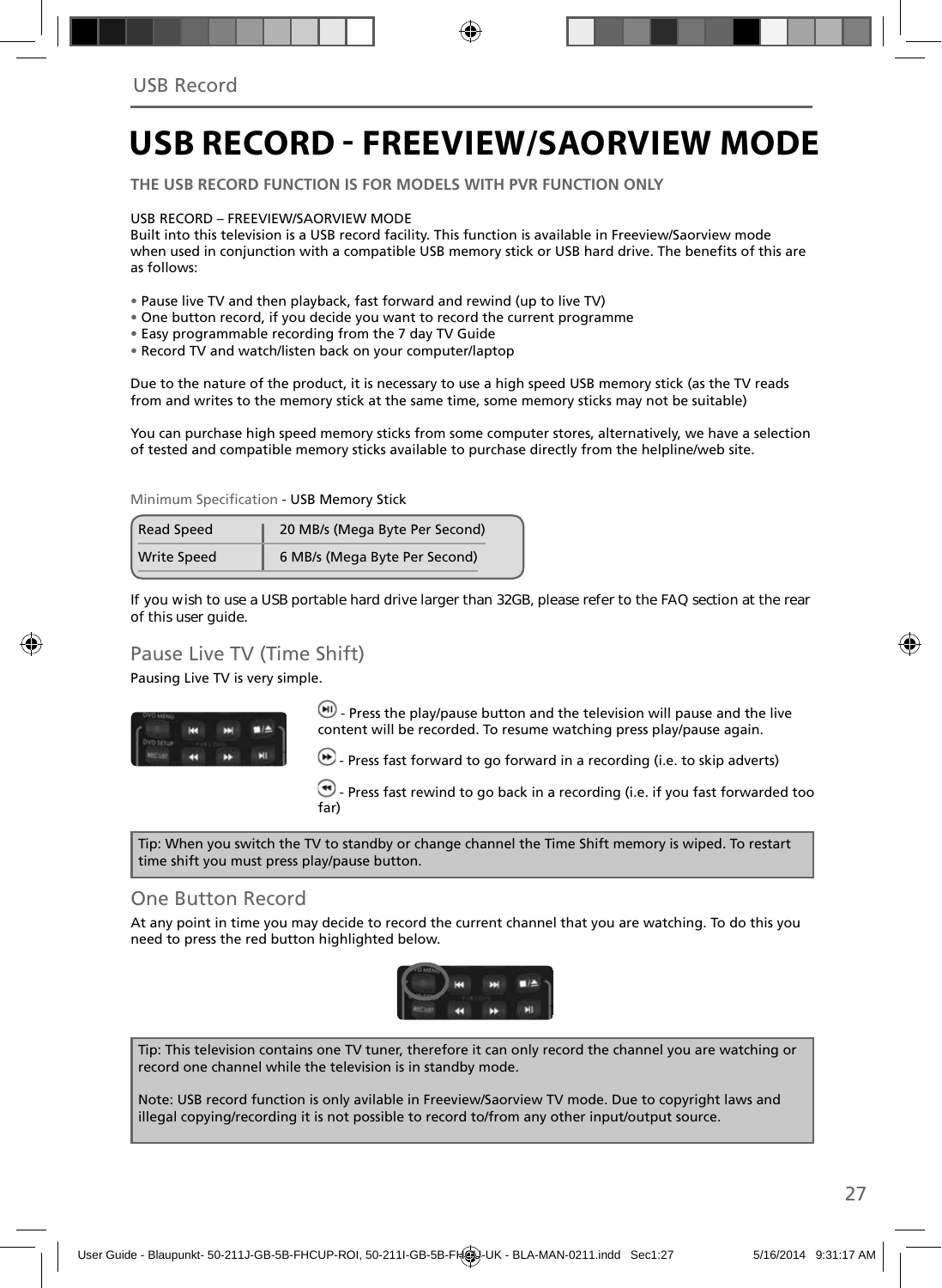# USB RECORD - FREEVIEW/SAORVIEW MODE

**THE USB RECORD FUNCTION IS FOR MODELS WITH PVR FUNCTION ONLY**

USB RECORD – FREEVIEW/SAORVIEW MODE
Built into this television is a USB record facility. This function is available in Freeview/Saorview mode when used in conjunction with a compatible USB memory stick or USB hard drive. The benefits of this are as follows:

- Pause live TV and then playback, fast forward and rewind (up to live TV)
- One button record, if you decide you want to record the current programme
- Easy programmable recording from the 7 day TV Guide
- Record TV and watch/listen back on your computer/laptop

Due to the nature of the product, it is necessary to use a high speed USB memory stick (as the TV reads from and writes to the memory stick at the same time, some memory sticks may not be suitable)

You can purchase high speed memory sticks from some computer stores, alternatively, we have a selection of tested and compatible memory sticks available to purchase directly from the helpline/web site.

Minimum Specification - USB Memory Stick

| Read Speed | 20 MB/s (Mega Byte Per Second) |
|---|---|
| Write Speed | 6 MB/s (Mega Byte Per Second) |

If you wish to use a USB portable hard drive larger than 32GB, please refer to the FAQ section at the rear of this user guide.

## Pause Live TV (Time Shift)

Pausing Live TV is very simple.

- Press the play/pause button and the television will pause and the live content will be recorded. To resume watching press play/pause again.

- Press fast forward to go forward in a recording (i.e. to skip adverts)

- Press fast rewind to go back in a recording (i.e. if you fast forwarded too far)

Tip: When you switch the TV to standby or change channel the Time Shift memory is wiped. To restart time shift you must press play/pause button.

## One Button Record

At any point in time you may decide to record the current channel that you are watching. To do this you need to press the red button highlighted below.

Tip: This television contains one TV tuner, therefore it can only record the channel you are watching or record one channel while the television is in standby mode.

Note: USB record function is only avilable in Freeview/Saorview TV mode. Due to copyright laws and illegal copying/recording it is not possible to record to/from any other input/output source.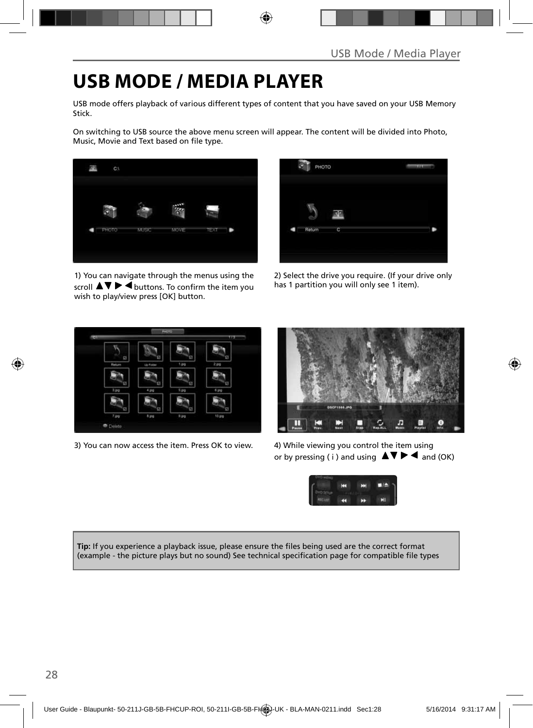# USB MODE / MEDIA PLAYER

USB mode offers playback of various different types of content that you have saved on your USB Memory Stick.

On switching to USB source the above menu screen will appear. The content will be divided into Photo, Music, Movie and Text based on file type.

1) You can navigate through the menus using the scroll ▲▼ ▶ ◀ buttons. To confirm the item you wish to play/view press [OK] button.

2) Select the drive you require. (If your drive only has 1 partition you will only see 1 item).

3) You can now access the item. Press OK to view.

4) While viewing you control the item using or by pressing ( i ) and using ▲▼ ▶ ◀ and (OK)

**Tip:** If you experience a playback issue, please ensure the files being used are the correct format (example - the picture plays but no sound) See technical specification page for compatible file types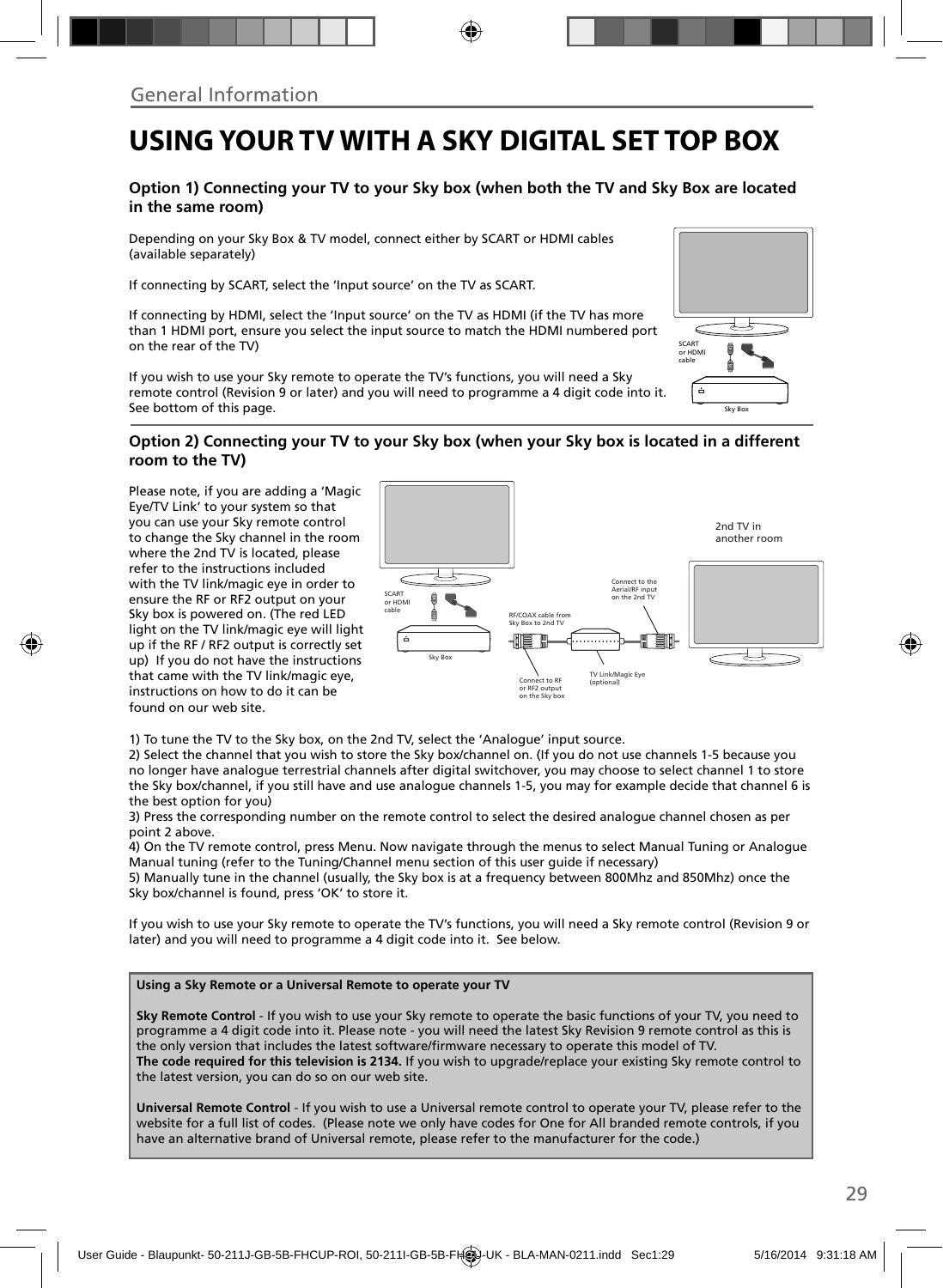General Information

# USING YOUR TV WITH A SKY DIGITAL SET TOP BOX

### Option 1) Connecting your TV to your Sky box (when both the TV and Sky Box are located in the same room)

Depending on your Sky Box & TV model, connect either by SCART or HDMI cables (available separately)

If connecting by SCART, select the 'Input source' on the TV as SCART.

If connecting by HDMI, select the 'Input source' on the TV as HDMI (if the TV has more than 1 HDMI port, ensure you select the input source to match the HDMI numbered port on the rear of the TV)

If you wish to use your Sky remote to operate the TV's functions, you will need a Sky remote control (Revision 9 or later) and you will need to programme a 4 digit code into it. See bottom of this page.

SCART or HDMI cable

Sky Box

### Option 2) Connecting your TV to your Sky box (when your Sky box is located in a different room to the TV)

Please note, if you are adding a 'Magic Eye/TV Link' to your system so that you can use your Sky remote control to change the Sky channel in the room where the 2nd TV is located, please refer to the instructions included with the TV link/magic eye in order to ensure the RF or RF2 output on your Sky box is powered on. (The red LED light on the TV link/magic eye will light up if the RF / RF2 output is correctly set up) If you do not have the instructions that came with the TV link/magic eye, instructions on how to do it can be found on our web site.

2nd TV in another room

SCART or HDMI cable

Sky Box

RF/COAX cable from Sky Box to 2nd TV

Connect to the Aerial/RF input on the 2nd TV

Connect to RF or RF2 output on the Sky box

TV Link/Magic Eye (optional)

1) To tune the TV to the Sky box, on the 2nd TV, select the 'Analogue' input source.
2) Select the channel that you wish to store the Sky box/channel on. (If you do not use channels 1-5 because you no longer have analogue terrestrial channels after digital switchover, you may choose to select channel 1 to store the Sky box/channel, if you still have and use analogue channels 1-5, you may for example decide that channel 6 is the best option for you)
3) Press the corresponding number on the remote control to select the desired analogue channel chosen as per point 2 above.
4) On the TV remote control, press Menu. Now navigate through the menus to select Manual Tuning or Analogue Manual tuning (refer to the Tuning/Channel menu section of this user guide if necessary)
5) Manually tune in the channel (usually, the Sky box is at a frequency between 800Mhz and 850Mhz) once the Sky box/channel is found, press 'OK' to store it.

If you wish to use your Sky remote to operate the TV's functions, you will need a Sky remote control (Revision 9 or later) and you will need to programme a 4 digit code into it. See below.

**Using a Sky Remote or a Universal Remote to operate your TV**

**Sky Remote Control** - If you wish to use your Sky remote to operate the basic functions of your TV, you need to programme a 4 digit code into it. Please note - you will need the latest Sky Revision 9 remote control as this is the only version that includes the latest software/firmware necessary to operate this model of TV.
**The code required for this television is 2134.** If you wish to upgrade/replace your existing Sky remote control to the latest version, you can do so on our web site.

**Universal Remote Control** - If you wish to use a Universal remote control to operate your TV, please refer to the website for a full list of codes. (Please note we only have codes for One for All branded remote controls, if you have an alternative brand of Universal remote, please refer to the manufacturer for the code.)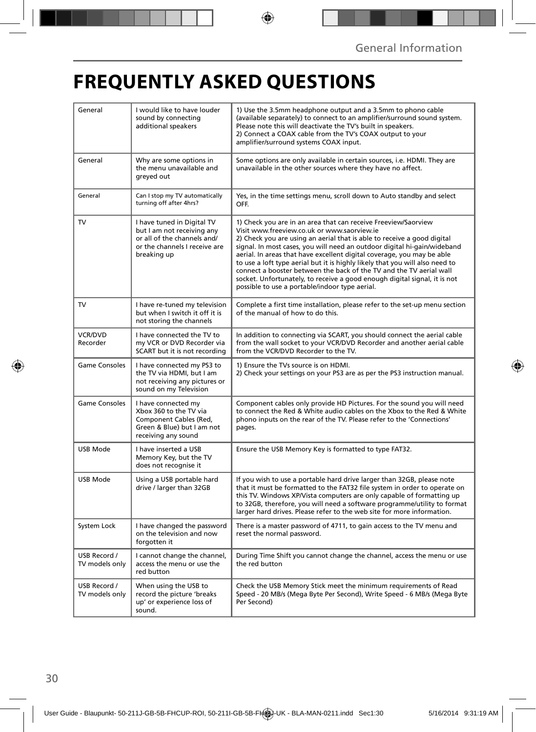# FREQUENTLY ASKED QUESTIONS

| | | |
|---|---|---|
| General | I would like to have louder sound by connecting additional speakers | 1) Use the 3.5mm headphone output and a 3.5mm to phono cable (available separately) to connect to an amplifier/surround sound system. Please note this will deactivate the TV's built in speakers.<br>2) Connect a COAX cable from the TV's COAX output to your amplifier/surround systems COAX input. |
| General | Why are some options in the menu unavailable and greyed out | Some options are only available in certain sources, i.e. HDMI. They are unavailable in the other sources where they have no affect. |
| General | Can I stop my TV automatically turning off after 4hrs? | Yes, in the time settings menu, scroll down to Auto standby and select OFF. |
| TV | I have tuned in Digital TV but I am not receiving any or all of the channels and/ or the channels I receive are breaking up | 1) Check you are in an area that can receive Freeview/Saorview Visit www.freeview.co.uk or www.saorview.ie<br>2) Check you are using an aerial that is able to receive a good digital signal. In most cases, you will need an outdoor digital hi-gain/wideband aerial. In areas that have excellent digital coverage, you may be able to use a loft type aerial but it is highly likely that you will also need to connect a booster between the back of the TV and the TV aerial wall socket. Unfortunately, to receive a good enough digital signal, it is not possible to use a portable/indoor type aerial. |
| TV | I have re-tuned my television but when I switch it off it is not storing the channels | Complete a first time installation, please refer to the set-up menu section of the manual of how to do this. |
| VCR/DVD Recorder | I have connected the TV to my VCR or DVD Recorder via SCART but it is not recording | In addition to connecting via SCART, you should connect the aerial cable from the wall socket to your VCR/DVD Recorder and another aerial cable from the VCR/DVD Recorder to the TV. |
| Game Consoles | I have connected my PS3 to the TV via HDMI, but I am not receiving any pictures or sound on my Television | 1) Ensure the TVs source is on HDMI.<br>2) Check your settings on your PS3 are as per the PS3 instruction manual. |
| Game Consoles | I have connected my Xbox 360 to the TV via Component Cables (Red, Green & Blue) but I am not receiving any sound | Component cables only provide HD Pictures. For the sound you will need to connect the Red & White audio cables on the Xbox to the Red & White phono inputs on the rear of the TV. Please refer to the 'Connections' pages. |
| USB Mode | I have inserted a USB Memory Key, but the TV does not recognise it | Ensure the USB Memory Key is formatted to type FAT32. |
| USB Mode | Using a USB portable hard drive / larger than 32GB | If you wish to use a portable hard drive larger than 32GB, please note that it must be formatted to the FAT32 file system in order to operate on this TV. Windows XP/Vista computers are only capable of formatting up to 32GB, therefore, you will need a software programme/utility to format larger hard drives. Please refer to the web site for more information. |
| System Lock | I have changed the password on the television and now forgotten it | There is a master password of 4711, to gain access to the TV menu and reset the normal password. |
| USB Record / TV models only | I cannot change the channel, access the menu or use the red button | During Time Shift you cannot change the channel, access the menu or use the red button |
| USB Record / TV models only | When using the USB to record the picture 'breaks up' or experience loss of sound. | Check the USB Memory Stick meet the minimum requirements of Read Speed - 20 MB/s (Mega Byte Per Second), Write Speed - 6 MB/s (Mega Byte Per Second) |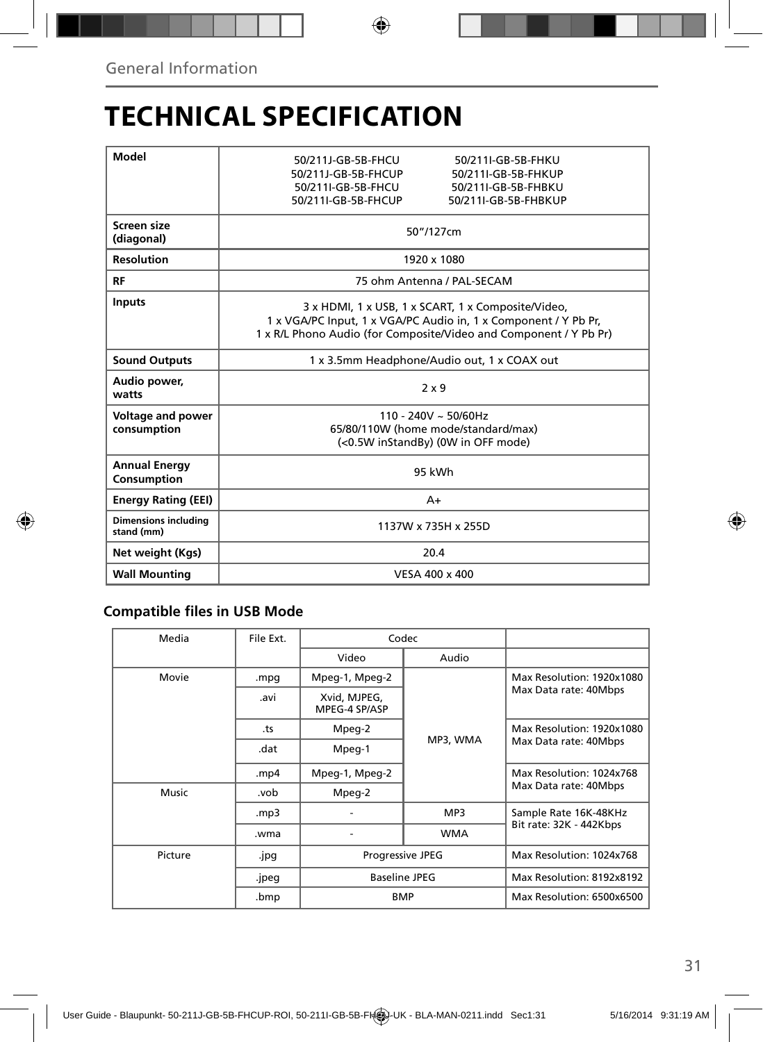# TECHNICAL SPECIFICATION

| Model | 50/211J-GB-5B-FHCU<br>50/211J-GB-5B-FHCUP<br>50/211I-GB-5B-FHCU<br>50/211I-GB-5B-FHCUP<br>50/211I-GB-5B-FHKU<br>50/211I-GB-5B-FHKUP<br>50/211I-GB-5B-FHBKU<br>50/211I-GB-5B-FHBKUP |
|---|---|
| **Screen size (diagonal)** | 50"/127cm |
| **Resolution** | 1920 x 1080 |
| **RF** | 75 ohm Antenna / PAL-SECAM |
| **Inputs** | 3 x HDMI, 1 x USB, 1 x SCART, 1 x Composite/Video,<br>1 x VGA/PC Input, 1 x VGA/PC Audio in, 1 x Component / Y Pb Pr,<br>1 x R/L Phono Audio (for Composite/Video and Component / Y Pb Pr) |
| **Sound Outputs** | 1 x 3.5mm Headphone/Audio out, 1 x COAX out |
| **Audio power, watts** | 2 x 9 |
| **Voltage and power consumption** | 110 - 240V ~ 50/60Hz<br>65/80/110W (home mode/standard/max)<br>(<0.5W inStandBy) (0W in OFF mode) |
| **Annual Energy Consumption** | 95 kWh |
| **Energy Rating (EEI)** | A+ |
| **Dimensions including stand (mm)** | 1137W x 735H x 255D |
| **Net weight (Kgs)** | 20.4 |
| **Wall Mounting** | VESA 400 x 400 |

## Compatible files in USB Mode

| Media | File Ext. | Codec | | |
|---|---|---|---|---|
| | | Video | Audio | |
| Movie | .mpg | Mpeg-1, Mpeg-2 | MP3, WMA | Max Resolution: 1920x1080<br>Max Data rate: 40Mbps |
| | .avi | Xvid, MJPEG, MPEG-4 SP/ASP | | |
| | .ts | Mpeg-2 | | Max Resolution: 1920x1080<br>Max Data rate: 40Mbps |
| | .dat | Mpeg-1 | | |
| | .mp4 | Mpeg-1, Mpeg-2 | | Max Resolution: 1024x768<br>Max Data rate: 40Mbps |
| Music | .vob | Mpeg-2 | | |
| | .mp3 | - | MP3 | Sample Rate 16K-48KHz<br>Bit rate: 32K - 442Kbps |
| | .wma | - | WMA | |
| Picture | .jpg | Progressive JPEG | | Max Resolution: 1024x768 |
| | .jpeg | Baseline JPEG | | Max Resolution: 8192x8192 |
| | .bmp | BMP | | Max Resolution: 6500x6500 |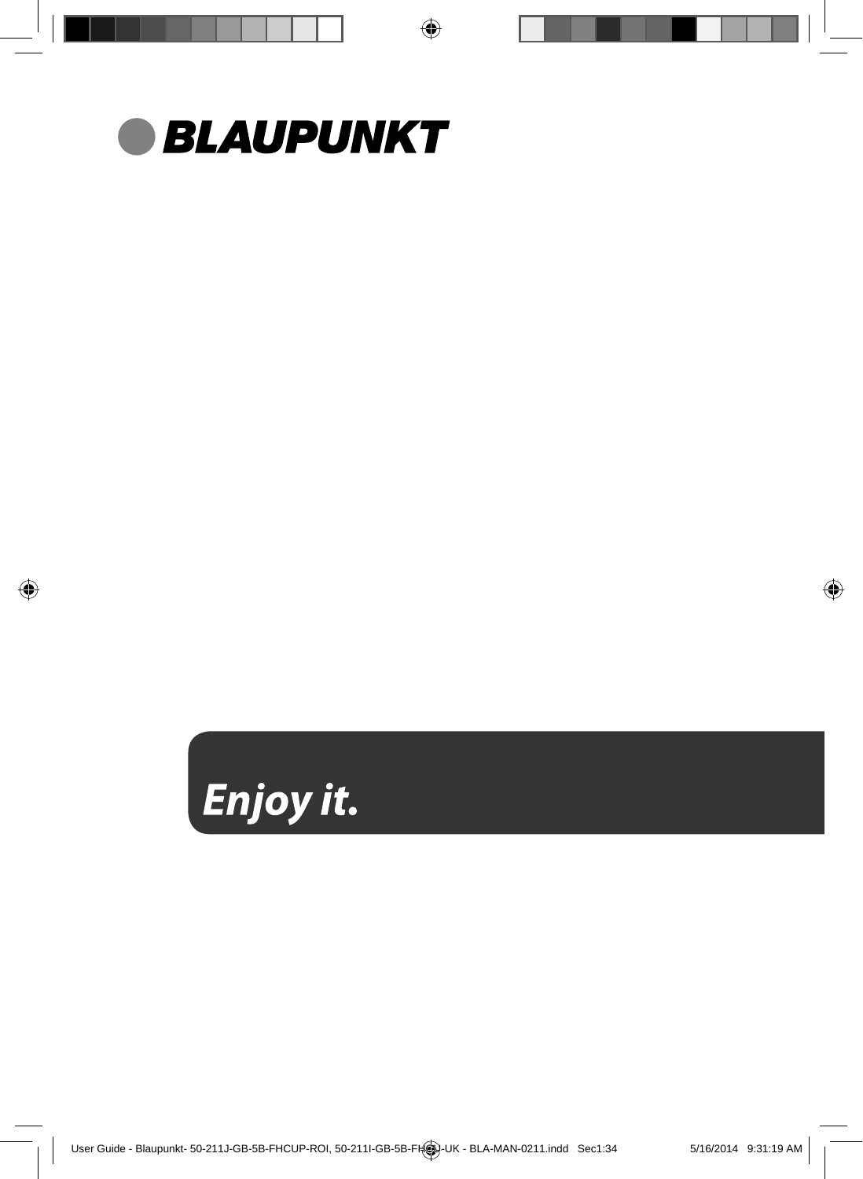BLAUPUNKT

Enjoy it.